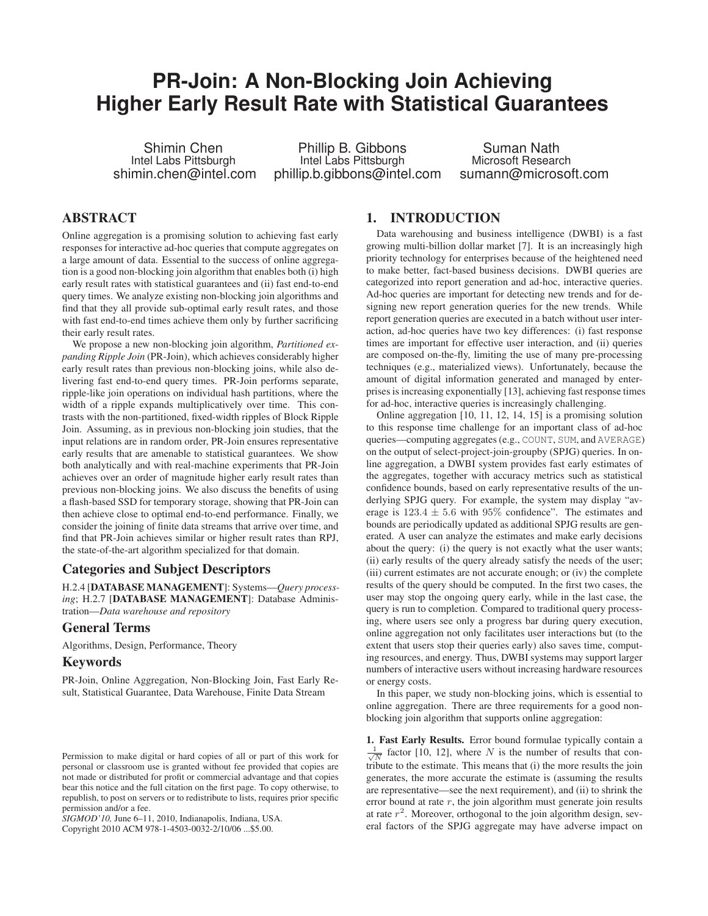# PR-Join: A Non-Blocking Join Achieving Higher Early Result Rate with Statistical Guarantees

Shimin Chen
Intel Labs Pittsburgh
shimin.chen@intel.com

Phillip B. Gibbons
Intel Labs Pittsburgh
phillip.b.gibbons@intel.com

Suman Nath
Microsoft Research
sumann@microsoft.com

## ABSTRACT

Online aggregation is a promising solution to achieving fast early responses for interactive ad-hoc queries that compute aggregates on a large amount of data. Essential to the success of online aggregation is a good non-blocking join algorithm that enables both (i) high early result rates with statistical guarantees and (ii) fast end-to-end query times. We analyze existing non-blocking join algorithms and find that they all provide sub-optimal early result rates, and those with fast end-to-end times achieve them only by further sacrificing their early result rates.

We propose a new non-blocking join algorithm, *Partitioned expanding Ripple Join* (PR-Join), which achieves considerably higher early result rates than previous non-blocking joins, while also delivering fast end-to-end query times. PR-Join performs separate, ripple-like join operations on individual hash partitions, where the width of a ripple expands multiplicatively over time. This contrasts with the non-partitioned, fixed-width ripples of Block Ripple Join. Assuming, as in previous non-blocking join studies, that the input relations are in random order, PR-Join ensures representative early results that are amenable to statistical guarantees. We show both analytically and with real-machine experiments that PR-Join achieves over an order of magnitude higher early result rates than previous non-blocking joins. We also discuss the benefits of using a flash-based SSD for temporary storage, showing that PR-Join can then achieve close to optimal end-to-end performance. Finally, we consider the joining of finite data streams that arrive over time, and find that PR-Join achieves similar or higher result rates than RPJ, the state-of-the-art algorithm specialized for that domain.

### Categories and Subject Descriptors

H.2.4 [**DATABASE MANAGEMENT**]: Systems—*Query processing*; H.2.7 [**DATABASE MANAGEMENT**]: Database Administration—*Data warehouse and repository*

### General Terms

Algorithms, Design, Performance, Theory

### Keywords

PR-Join, Online Aggregation, Non-Blocking Join, Fast Early Result, Statistical Guarantee, Data Warehouse, Finite Data Stream

Permission to make digital or hard copies of all or part of this work for personal or classroom use is granted without fee provided that copies are not made or distributed for profit or commercial advantage and that copies bear this notice and the full citation on the first page. To copy otherwise, to republish, to post on servers or to redistribute to lists, requires prior specific permission and/or a fee.
*SIGMOD'10,* June 6–11, 2010, Indianapolis, Indiana, USA.
Copyright 2010 ACM 978-1-4503-0032-2/10/06 ...$5.00.

## 1. INTRODUCTION

Data warehousing and business intelligence (DWBI) is a fast growing multi-billion dollar market [7]. It is an increasingly high priority technology for enterprises because of the heightened need to make better, fact-based business decisions. DWBI queries are categorized into report generation and ad-hoc, interactive queries. Ad-hoc queries are important for detecting new trends and for designing new report generation queries for the new trends. While report generation queries are executed in a batch without user interaction, ad-hoc queries have two key differences: (i) fast response times are important for effective user interaction, and (ii) queries are composed on-the-fly, limiting the use of many pre-processing techniques (e.g., materialized views). Unfortunately, because the amount of digital information generated and managed by enterprises is increasing exponentially [13], achieving fast response times for ad-hoc, interactive queries is increasingly challenging.

Online aggregation [10, 11, 12, 14, 15] is a promising solution to this response time challenge for an important class of ad-hoc queries—computing aggregates (e.g., COUNT, SUM, and AVERAGE) on the output of select-project-join-groupby (SPJG) queries. In online aggregation, a DWBI system provides fast early estimates of the aggregates, together with accuracy metrics such as statistical confidence bounds, based on early representative results of the underlying SPJG query. For example, the system may display "average is $123.4 \pm 5.6$ with $95\%$ confidence". The estimates and bounds are periodically updated as additional SPJG results are generated. A user can analyze the estimates and make early decisions about the query: (i) the query is not exactly what the user wants; (ii) early results of the query already satisfy the needs of the user; (iii) current estimates are not accurate enough; or (iv) the complete results of the query should be computed. In the first two cases, the user may stop the ongoing query early, while in the last case, the query is run to completion. Compared to traditional query processing, where users see only a progress bar during query execution, online aggregation not only facilitates user interactions but (to the extent that users stop their queries early) also saves time, computing resources, and energy. Thus, DWBI systems may support larger numbers of interactive users without increasing hardware resources or energy costs.

In this paper, we study non-blocking joins, which is essential to online aggregation. There are three requirements for a good non-blocking join algorithm that supports online aggregation:

**1. Fast Early Results.** Error bound formulae typically contain a $\frac{1}{\sqrt{N}}$ factor [10, 12], where $N$ is the number of results that contribute to the estimate. This means that (i) the more results the join generates, the more accurate the estimate is (assuming the results are representative—see the next requirement), and (ii) to shrink the error bound at rate $r$, the join algorithm must generate join results at rate $r^2$. Moreover, orthogonal to the join algorithm design, several factors of the SPJG aggregate may have adverse impact on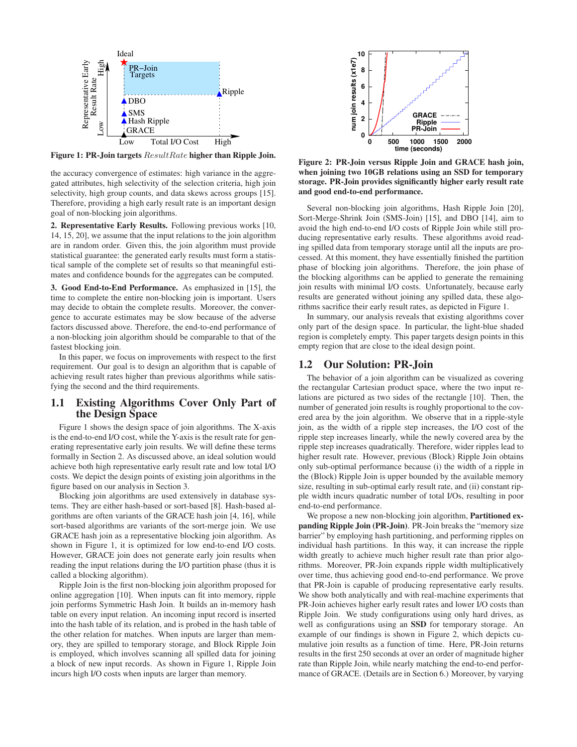Ideal

PR–Join Targets

Ripple

DBO

SMS

Hash Ripple

GRACE

Representative Early Result Rate

High

Low

Low

Total I/O Cost

High

**Figure 1: PR-Join targets $ResultRate$ higher than Ripple Join.**

the accuracy convergence of estimates: high variance in the aggregated attributes, high selectivity of the selection criteria, high join selectivity, high group counts, and data skews across groups [15]. Therefore, providing a high early result rate is an important design goal of non-blocking join algorithms.

**2. Representative Early Results.** Following previous works [10, 14, 15, 20], we assume that the input relations to the join algorithm are in random order. Given this, the join algorithm must provide statistical guarantee: the generated early results must form a statistical sample of the complete set of results so that meaningful estimates and confidence bounds for the aggregates can be computed.

**3. Good End-to-End Performance.** As emphasized in [15], the time to complete the entire non-blocking join is important. Users may decide to obtain the complete results. Moreover, the convergence to accurate estimates may be slow because of the adverse factors discussed above. Therefore, the end-to-end performance of a non-blocking join algorithm should be comparable to that of the fastest blocking join.

In this paper, we focus on improvements with respect to the first requirement. Our goal is to design an algorithm that is capable of achieving result rates higher than previous algorithms while satisfying the second and the third requirements.

## 1.1 Existing Algorithms Cover Only Part of the Design Space

Figure 1 shows the design space of join algorithms. The X-axis is the end-to-end I/O cost, while the Y-axis is the result rate for generating representative early join results. We will define these terms formally in Section 2. As discussed above, an ideal solution would achieve both high representative early result rate and low total I/O costs. We depict the design points of existing join algorithms in the figure based on our analysis in Section 3.

Blocking join algorithms are used extensively in database systems. They are either hash-based or sort-based [8]. Hash-based algorithms are often variants of the GRACE hash join [4, 16], while sort-based algorithms are variants of the sort-merge join. We use GRACE hash join as a representative blocking join algorithm. As shown in Figure 1, it is optimized for low end-to-end I/O costs. However, GRACE join does not generate early join results when reading the input relations during the I/O partition phase (thus it is called a blocking algorithm).

Ripple Join is the first non-blocking join algorithm proposed for online aggregation [10]. When inputs can fit into memory, ripple join performs Symmetric Hash Join. It builds an in-memory hash table on every input relation. An incoming input record is inserted into the hash table of its relation, and is probed in the hash table of the other relation for matches. When inputs are larger than memory, they are spilled to temporary storage, and Block Ripple Join is employed, which involves scanning all spilled data for joining a block of new input records. As shown in Figure 1, Ripple Join incurs high I/O costs when inputs are larger than memory.

num join results (x1e7)

10
8
6
4
2
0

0
500
1000
1500
2000

time (seconds)

GRACE
Ripple
PR-Join

**Figure 2: PR-Join versus Ripple Join and GRACE hash join, when joining two 10GB relations using an SSD for temporary storage. PR-Join provides significantly higher early result rate and good end-to-end performance.**

Several non-blocking join algorithms, Hash Ripple Join [20], Sort-Merge-Shrink Join (SMS-Join) [15], and DBO [14], aim to avoid the high end-to-end I/O costs of Ripple Join while still producing representative early results. These algorithms avoid reading spilled data from temporary storage until all the inputs are processed. At this moment, they have essentially finished the partition phase of blocking join algorithms. Therefore, the join phase of the blocking algorithms can be applied to generate the remaining join results with minimal I/O costs. Unfortunately, because early results are generated without joining any spilled data, these algorithms sacrifice their early result rates, as depicted in Figure 1.

In summary, our analysis reveals that existing algorithms cover only part of the design space. In particular, the light-blue shaded region is completely empty. This paper targets design points in this empty region that are close to the ideal design point.

## 1.2 Our Solution: PR-Join

The behavior of a join algorithm can be visualized as covering the rectangular Cartesian product space, where the two input relations are pictured as two sides of the rectangle [10]. Then, the number of generated join results is roughly proportional to the covered area by the join algorithm. We observe that in a ripple-style join, as the width of a ripple step increases, the I/O cost of the ripple step increases linearly, while the newly covered area by the ripple step increases quadratically. Therefore, wider ripples lead to higher result rate. However, previous (Block) Ripple Join obtains only sub-optimal performance because (i) the width of a ripple in the (Block) Ripple Join is upper bounded by the available memory size, resulting in sub-optimal early result rate, and (ii) constant ripple width incurs quadratic number of total I/Os, resulting in poor end-to-end performance.

We propose a new non-blocking join algorithm, **Partitioned expanding Ripple Join (PR-Join)**. PR-Join breaks the "memory size barrier" by employing hash partitioning, and performing ripples on individual hash partitions. In this way, it can increase the ripple width greatly to achieve much higher result rate than prior algorithms. Moreover, PR-Join expands ripple width multiplicatively over time, thus achieving good end-to-end performance. We prove that PR-Join is capable of producing representative early results. We show both analytically and with real-machine experiments that PR-Join achieves higher early result rates and lower I/O costs than Ripple Join. We study configurations using only hard drives, as well as configurations using an **SSD** for temporary storage. An example of our findings is shown in Figure 2, which depicts cumulative join results as a function of time. Here, PR-Join returns results in the first 250 seconds at over an order of magnitude higher rate than Ripple Join, while nearly matching the end-to-end performance of GRACE. (Details are in Section 6.) Moreover, by varying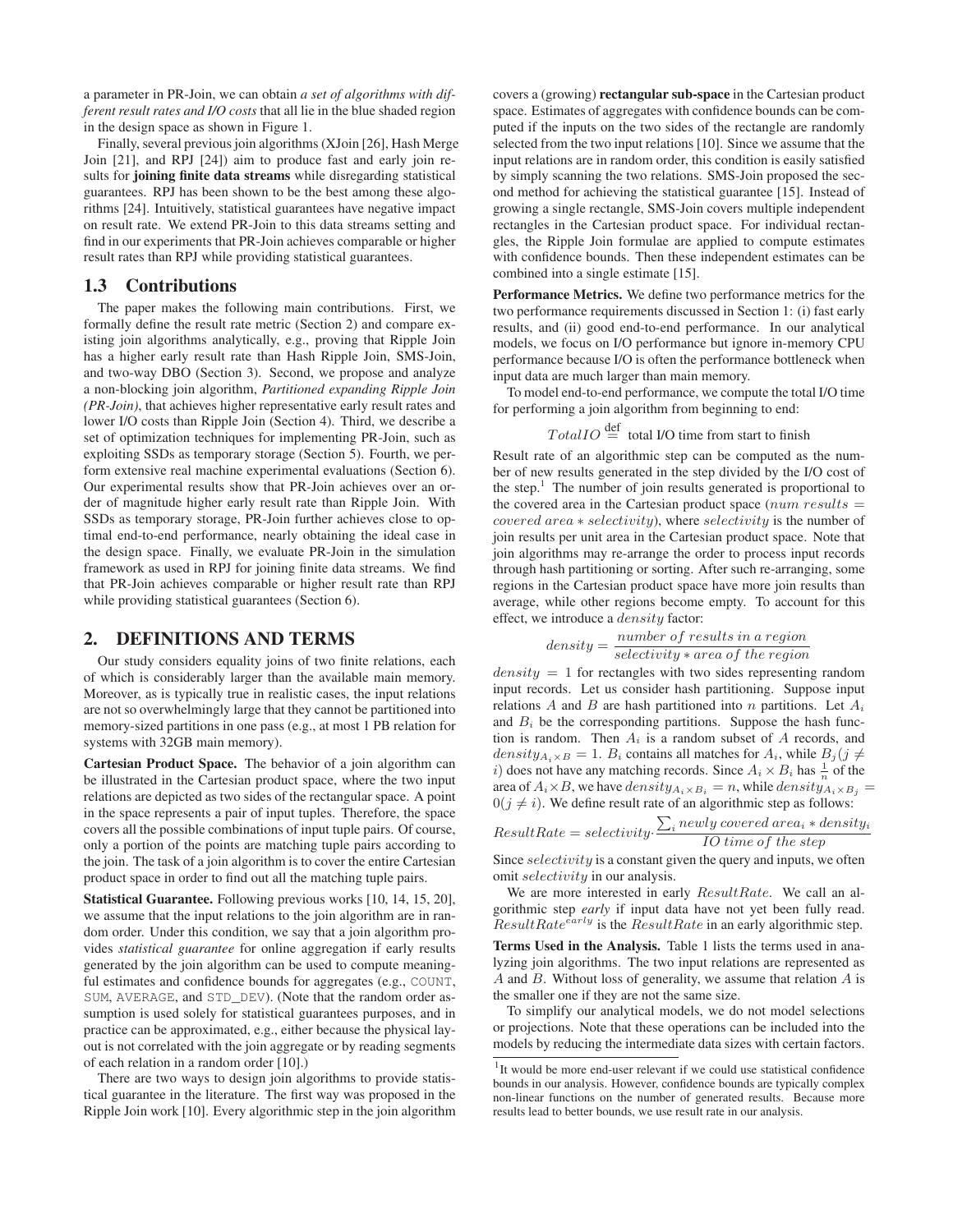a parameter in PR-Join, we can obtain *a set of algorithms with different result rates and I/O costs* that all lie in the blue shaded region in the design space as shown in Figure 1.

Finally, several previous join algorithms (XJoin [26], Hash Merge Join [21], and RPJ [24]) aim to produce fast and early join results for **joining finite data streams** while disregarding statistical guarantees. RPJ has been shown to be the best among these algorithms [24]. Intuitively, statistical guarantees have negative impact on result rate. We extend PR-Join to this data streams setting and find in our experiments that PR-Join achieves comparable or higher result rates than RPJ while providing statistical guarantees.

## 1.3 Contributions

The paper makes the following main contributions. First, we formally define the result rate metric (Section 2) and compare existing join algorithms analytically, e.g., proving that Ripple Join has a higher early result rate than Hash Ripple Join, SMS-Join, and two-way DBO (Section 3). Second, we propose and analyze a non-blocking join algorithm, *Partitioned expanding Ripple Join (PR-Join)*, that achieves higher representative early result rates and lower I/O costs than Ripple Join (Section 4). Third, we describe a set of optimization techniques for implementing PR-Join, such as exploiting SSDs as temporary storage (Section 5). Fourth, we perform extensive real machine experimental evaluations (Section 6). Our experimental results show that PR-Join achieves over an order of magnitude higher early result rate than Ripple Join. With SSDs as temporary storage, PR-Join further achieves close to optimal end-to-end performance, nearly obtaining the ideal case in the design space. Finally, we evaluate PR-Join in the simulation framework as used in RPJ for joining finite data streams. We find that PR-Join achieves comparable or higher result rate than RPJ while providing statistical guarantees (Section 6).

## 2. DEFINITIONS AND TERMS

Our study considers equality joins of two finite relations, each of which is considerably larger than the available main memory. Moreover, as is typically true in realistic cases, the input relations are not so overwhelmingly large that they cannot be partitioned into memory-sized partitions in one pass (e.g., at most 1 PB relation for systems with 32GB main memory).

**Cartesian Product Space.** The behavior of a join algorithm can be illustrated in the Cartesian product space, where the two input relations are depicted as two sides of the rectangular space. A point in the space represents a pair of input tuples. Therefore, the space covers all the possible combinations of input tuple pairs. Of course, only a portion of the points are matching tuple pairs according to the join. The task of a join algorithm is to cover the entire Cartesian product space in order to find out all the matching tuple pairs.

**Statistical Guarantee.** Following previous works [10, 14, 15, 20], we assume that the input relations to the join algorithm are in random order. Under this condition, we say that a join algorithm provides *statistical guarantee* for online aggregation if early results generated by the join algorithm can be used to compute meaningful estimates and confidence bounds for aggregates (e.g., `COUNT`, `SUM`, `AVERAGE`, and `STD_DEV`). (Note that the random order assumption is used solely for statistical guarantees purposes, and in practice can be approximated, e.g., either because the physical layout is not correlated with the join aggregate or by reading segments of each relation in a random order [10].)

There are two ways to design join algorithms to provide statistical guarantee in the literature. The first way was proposed in the Ripple Join work [10]. Every algorithmic step in the join algorithm covers a (growing) **rectangular sub-space** in the Cartesian product space. Estimates of aggregates with confidence bounds can be computed if the inputs on the two sides of the rectangle are randomly selected from the two input relations [10]. Since we assume that the input relations are in random order, this condition is easily satisfied by simply scanning the two relations. SMS-Join proposed the second method for achieving the statistical guarantee [15]. Instead of growing a single rectangle, SMS-Join covers multiple independent rectangles in the Cartesian product space. For individual rectangles, the Ripple Join formulae are applied to compute estimates with confidence bounds. Then these independent estimates can be combined into a single estimate [15].

**Performance Metrics.** We define two performance metrics for the two performance requirements discussed in Section 1: (i) fast early results, and (ii) good end-to-end performance. In our analytical models, we focus on I/O performance but ignore in-memory CPU performance because I/O is often the performance bottleneck when input data are much larger than main memory.

To model end-to-end performance, we compute the total I/O time for performing a join algorithm from beginning to end:

$$TotalIO \stackrel{\text{def}}{=} \text{total I/O time from start to finish}$$

Result rate of an algorithmic step can be computed as the number of new results generated in the step divided by the I/O cost of the step.[1] The number of join results generated is proportional to the covered area in the Cartesian product space ($num\ results = covered\ area * selectivity$), where $selectivity$ is the number of join results per unit area in the Cartesian product space. Note that join algorithms may re-arrange the order to process input records through hash partitioning or sorting. After such re-arranging, some regions in the Cartesian product space have more join results than average, while other regions become empty. To account for this effect, we introduce a $density$ factor:

$$density = \frac{number\ of\ results\ in\ a\ region}{selectivity * area\ of\ the\ region}$$

$density = 1$ for rectangles with two sides representing random input records. Let us consider hash partitioning. Suppose input relations $A$ and $B$ are hash partitioned into $n$ partitions. Let $A_i$ and $B_i$ be the corresponding partitions. Suppose the hash function is random. Then $A_i$ is a random subset of $A$ records, and $density_{A_i \times B} = 1$. $B_i$ contains all matches for $A_i$, while $B_j (j \neq i)$ does not have any matching records. Since $A_i \times B_i$ has $\frac{1}{n}$ of the area of $A_i \times B$, we have $density_{A_i \times B_i} = n$, while $density_{A_i \times B_j} = 0 (j \neq i)$. We define result rate of an algorithmic step as follows:

$$ResultRate = selectivity \cdot \frac{\sum_i newly\ covered\ area_i * density_i}{IO\ time\ of\ the\ step}$$

Since $selectivity$ is a constant given the query and inputs, we often omit $selectivity$ in our analysis.

We are more interested in early $ResultRate$. We call an algorithmic step *early* if input data have not yet been fully read. $ResultRate^{early}$ is the $ResultRate$ in an early algorithmic step.

**Terms Used in the Analysis.** Table 1 lists the terms used in analyzing join algorithms. The two input relations are represented as $A$ and $B$. Without loss of generality, we assume that relation $A$ is the smaller one if they are not the same size.

To simplify our analytical models, we do not model selections or projections. Note that these operations can be included into the models by reducing the intermediate data sizes with certain factors.

[1] It would be more end-user relevant if we could use statistical confidence bounds in our analysis. However, confidence bounds are typically complex non-linear functions on the number of generated results. Because more results lead to better bounds, we use result rate in our analysis.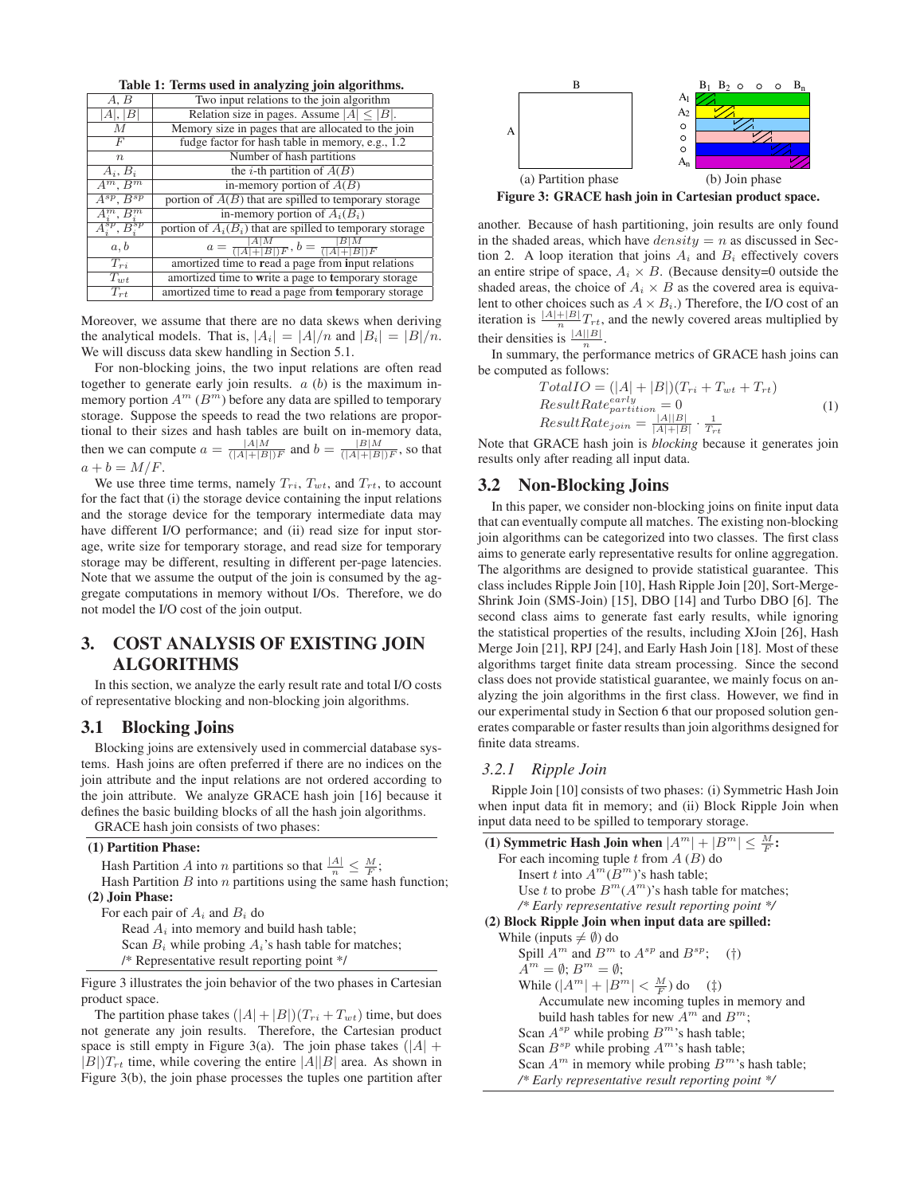**Table 1: Terms used in analyzing join algorithms.**

| | |
|---|---|
| $A, B$ | Two input relations to the join algorithm |
| $\|A\|, \|B\|$ | Relation size in pages. Assume $\|A\| \le \|B\|$. |
| $M$ | Memory size in pages that are allocated to the join |
| $F$ | fudge factor for hash table in memory, e.g., 1.2 |
| $n$ | Number of hash partitions |
| $A_i, B_i$ | the $i$-th partition of $A(B)$ |
| $A^m, B^m$ | in-memory portion of $A(B)$ |
| $A^{sp}, B^{sp}$ | portion of $A(B)$ that are spilled to temporary storage |
| $A_i^m, B_i^m$ | in-memory portion of $A_i(B_i)$ |
| $A_i^{sp}, B_i^{sp}$ | portion of $A_i(B_i)$ that are spilled to temporary storage |
| $a, b$ | $a = \frac{\|A\|M}{(\|A\|+\|B\|)F}, b = \frac{\|B\|M}{(\|A\|+\|B\|)F}$ |
| $T_{ri}$ | amortized time to **r**ead a page from **i**nput relations |
| $T_{wt}$ | amortized time to **w**rite a page to **t**emporary storage |
| $T_{rt}$ | amortized time to **r**ead a page from **t**emporary storage |

Moreover, we assume that there are no data skews when deriving the analytical models. That is, $|A_i| = |A|/n$ and $|B_i| = |B|/n$. We will discuss data skew handling in Section 5.1.

For non-blocking joins, the two input relations are often read together to generate early join results. $a$ ($b$) is the maximum in-memory portion $A^m$ ($B^m$) before any data are spilled to temporary storage. Suppose the speeds to read the two relations are proportional to their sizes and hash tables are built on in-memory data, then we can compute $a = \frac{|A|M}{(|A|+|B|)F}$ and $b = \frac{|B|M}{(|A|+|B|)F}$, so that $a + b = M/F$.

We use three time terms, namely $T_{ri}$, $T_{wt}$, and $T_{rt}$, to account for the fact that (i) the storage device containing the input relations and the storage device for the temporary intermediate data may have different I/O performance; and (ii) read size for input storage, write size for temporary storage, and read size for temporary storage may be different, resulting in different per-page latencies. Note that we assume the output of the join is consumed by the aggregate computations in memory without I/Os. Therefore, we do not model the I/O cost of the join output.

# 3. COST ANALYSIS OF EXISTING JOIN ALGORITHMS

In this section, we analyze the early result rate and total I/O costs of representative blocking and non-blocking join algorithms.

## 3.1 Blocking Joins

Blocking joins are extensively used in commercial database systems. Hash joins are often preferred if there are no indices on the join attribute and the input relations are not ordered according to the join attribute. We analyze GRACE hash join [16] because it defines the basic building blocks of all the hash join algorithms.

GRACE hash join consists of two phases:

**(1) Partition Phase:**
Hash Partition $A$ into $n$ partitions so that $\frac{|A|}{n} \le \frac{M}{F}$;
Hash Partition $B$ into $n$ partitions using the same hash function;
**(2) Join Phase:**
For each pair of $A_i$ and $B_i$ do
  Read $A_i$ into memory and build hash table;
  Scan $B_i$ while probing $A_i$'s hash table for matches;
  /* Representative result reporting point */

Figure 3 illustrates the join behavior of the two phases in Cartesian product space.

The partition phase takes $(|A|+|B|)(T_{ri}+T_{wt})$ time, but does not generate any join results. Therefore, the Cartesian product space is still empty in Figure 3(a). The join phase takes $(|A| + |B|)T_{rt}$ time, while covering the entire $|A||B|$ area. As shown in Figure 3(b), the join phase processes the tuples one partition after another. Because of hash partitioning, join results are only found in the shaded areas, which have $density = n$ as discussed in Section 2. A loop iteration that joins $A_i$ and $B_i$ effectively covers an entire stripe of space, $A_i \times B$. (Because density=0 outside the shaded areas, the choice of $A_i \times B$ as the covered area is equivalent to other choices such as $A \times B_i$.) Therefore, the I/O cost of an iteration is $\frac{|A|+|B|}{n}T_{rt}$, and the newly covered areas multiplied by their densities is $\frac{|A||B|}{n}$.

(a) Partition phase (b) Join phase
**Figure 3: GRACE hash join in Cartesian product space.**

In summary, the performance metrics of GRACE hash joins can be computed as follows:

$$
\begin{aligned}
&TotalIO = (|A|+|B|)(T_{ri}+T_{wt}+T_{rt})\\
&ResultRate_{partition}^{early} = 0\\
&ResultRate_{join} = \frac{|A||B|}{|A|+|B|} \cdot \frac{1}{T_{rt}}
\end{aligned} \quad (1)
$$

Note that GRACE hash join is *blocking* because it generates join results only after reading all input data.

## 3.2 Non-Blocking Joins

In this paper, we consider non-blocking joins on finite input data that can eventually compute all matches. The existing non-blocking join algorithms can be categorized into two classes. The first class aims to generate early representative results for online aggregation. The algorithms are designed to provide statistical guarantee. This class includes Ripple Join [10], Hash Ripple Join [20], Sort-Merge-Shrink Join (SMS-Join) [15], DBO [14] and Turbo DBO [6]. The second class aims to generate fast early results, while ignoring the statistical properties of the results, including XJoin [26], Hash Merge Join [21], RPJ [24], and Early Hash Join [18]. Most of these algorithms target finite data stream processing. Since the second class does not provide statistical guarantee, we mainly focus on analyzing the join algorithms in the first class. However, we find in our experimental study in Section 6 that our proposed solution generates comparable or faster results than join algorithms designed for finite data streams.

### 3.2.1 Ripple Join

Ripple Join [10] consists of two phases: (i) Symmetric Hash Join when input data fit in memory; and (ii) Block Ripple Join when input data need to be spilled to temporary storage.

**(1) Symmetric Hash Join when $|A^m| + |B^m| \le \frac{M}{F}$:**
For each incoming tuple $t$ from $A$ ($B$) do
  Insert $t$ into $A^m$($B^m$)'s hash table;
  Use $t$ to probe $B^m$($A^m$)'s hash table for matches;
  */\* Early representative result reporting point \*/*
**(2) Block Ripple Join when input data are spilled:**
While (inputs $\neq \emptyset$) do
  Spill $A^m$ and $B^m$ to $A^{sp}$ and $B^{sp}$;  (†)
  $A^m = \emptyset$; $B^m = \emptyset$;
  While ($|A^m| + |B^m| < \frac{M}{F}$) do  (‡)
    Accumulate new incoming tuples in memory and build hash tables for new $A^m$ and $B^m$;
  Scan $A^{sp}$ while probing $B^m$'s hash table;
  Scan $B^{sp}$ while probing $A^m$'s hash table;
  Scan $A^m$ in memory while probing $B^m$'s hash table;
  */\* Early representative result reporting point \*/*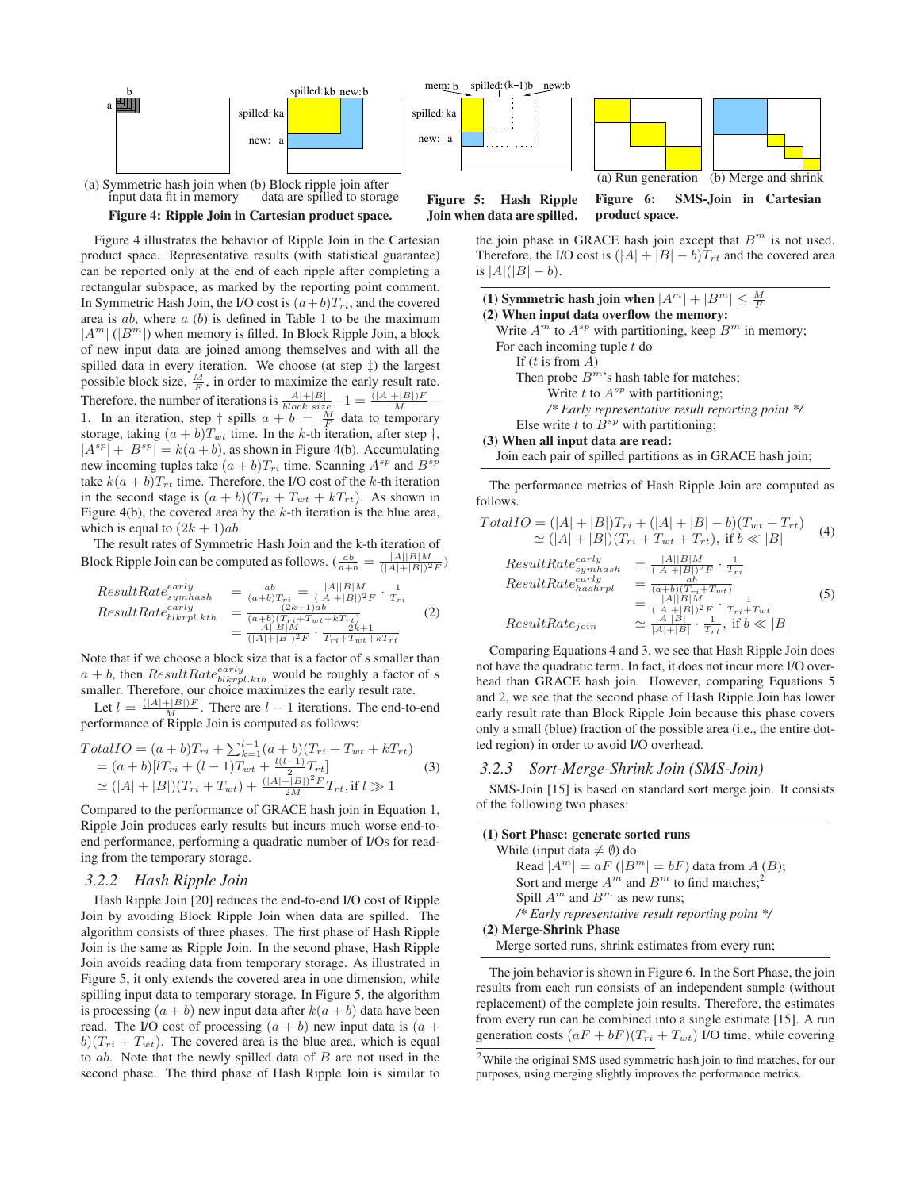(a) Symmetric hash join when input data fit in memory (b) Block ripple join after data are spilled to storage

**Figure 4: Ripple Join in Cartesian product space.**

**Figure 5: Hash Ripple Join when data are spilled.**

(a) Run generation (b) Merge and shrink

**Figure 6: SMS-Join in Cartesian product space.**

Figure 4 illustrates the behavior of Ripple Join in the Cartesian product space. Representative results (with statistical guarantee) can be reported only at the end of each ripple after completing a rectangular subspace, as marked by the reporting point comment. In Symmetric Hash Join, the I/O cost is $(a+b)T_{ri}$, and the covered area is $ab$, where $a$ ($b$) is defined in Table 1 to be the maximum $|A^m|$ ($|B^m|$) when memory is filled. In Block Ripple Join, a block of new input data are joined among themselves and with all the spilled data in every iteration. We choose (at step ‡) the largest possible block size, $\frac{M}{F}$, in order to maximize the early result rate. Therefore, the number of iterations is $\frac{|A|+|B|}{block\ size} - 1 = \frac{(|A|+|B|)F}{M} - 1$. In an iteration, step † spills $a + b = \frac{M}{F}$ data to temporary storage, taking $(a+b)T_{wt}$ time. In the $k$-th iteration, after step †, $|A^{sp}| + |B^{sp}| = k(a+b)$, as shown in Figure 4(b). Accumulating new incoming tuples take $(a+b)T_{ri}$ time. Scanning $A^{sp}$ and $B^{sp}$ take $k(a+b)T_{rt}$ time. Therefore, the I/O cost of the $k$-th iteration in the second stage is $(a+b)(T_{ri} + T_{wt} + kT_{rt})$. As shown in Figure 4(b), the covered area by the $k$-th iteration is the blue area, which is equal to $(2k+1)ab$.

The result rates of Symmetric Hash Join and the k-th iteration of Block Ripple Join can be computed as follows. ($\frac{ab}{a+b} = \frac{|A||B|M}{(|A|+|B|)^2F}$)

$$
\begin{aligned}
ResultRate_{symhash}^{early} &= \frac{ab}{(a+b)T_{ri}} = \frac{|A||B|M}{(|A|+|B|)^2F} \cdot \frac{1}{T_{ri}} \\
ResultRate_{blkrpl.kth}^{early} &= \frac{(2k+1)ab}{(a+b)(T_{ri}+T_{wt}+kT_{rt})} \\
&= \frac{|A||B|M}{(|A|+|B|)^2F} \cdot \frac{2k+1}{T_{ri}+T_{wt}+kT_{rt}}
\end{aligned} \tag{2}
$$

Note that if we choose a block size that is a factor of $s$ smaller than $a+b$, then $ResultRate_{blkrpl.kth}^{early}$ would be roughly a factor of $s$ smaller. Therefore, our choice maximizes the early result rate.

Let $l = \frac{(|A|+|B|)F}{M}$. There are $l-1$ iterations. The end-to-end performance of Ripple Join is computed as follows:

$$
\begin{aligned}
TotalIO &= (a+b)T_{ri} + \textstyle\sum_{k=1}^{l-1}(a+b)(T_{ri} + T_{wt} + kT_{rt}) \\
&= (a+b)[lT_{ri} + (l-1)T_{wt} + \tfrac{l(l-1)}{2}T_{rt}] \\
&\simeq (|A|+|B|)(T_{ri}+T_{wt}) + \tfrac{(|A|+|B|)^2F}{2M}T_{rt}, \text{if } l \gg 1
\end{aligned} \tag{3}
$$

Compared to the performance of GRACE hash join in Equation 1, Ripple Join produces early results but incurs much worse end-to-end performance, performing a quadratic number of I/Os for reading from the temporary storage.

### 3.2.2 Hash Ripple Join

Hash Ripple Join [20] reduces the end-to-end I/O cost of Ripple Join by avoiding Block Ripple Join when data are spilled. The algorithm consists of three phases. The first phase of Hash Ripple Join is the same as Ripple Join. In the second phase, Hash Ripple Join avoids reading data from temporary storage. As illustrated in Figure 5, it only extends the covered area in one dimension, while spilling input data to temporary storage. In Figure 5, the algorithm is processing $(a+b)$ new input data after $k(a+b)$ data have been read. The I/O cost of processing $(a+b)$ new input data is $(a+b)(T_{ri} + T_{wt})$. The covered area is the blue area, which is equal to $ab$. Note that the newly spilled data of $B$ are not used in the second phase. The third phase of Hash Ripple Join is similar to the join phase in GRACE hash join except that $B^m$ is not used. Therefore, the I/O cost is $(|A|+|B|-b)T_{rt}$ and the covered area is $|A|(|B|-b)$.

---

**(1) Symmetric hash join when** $|A^m| + |B^m| \le \frac{M}{F}$
**(2) When input data overflow the memory:**
  Write $A^m$ to $A^{sp}$ with partitioning, keep $B^m$ in memory;
  For each incoming tuple $t$ do
    If ($t$ is from $A$)
    Then probe $B^m$'s hash table for matches;
      Write $t$ to $A^{sp}$ with partitioning;
      */\* Early representative result reporting point \*/*
    Else write $t$ to $B^{sp}$ with partitioning;
**(3) When all input data are read:**
  Join each pair of spilled partitions as in GRACE hash join;

---

The performance metrics of Hash Ripple Join are computed as follows.

$$
\begin{aligned}
TotalIO &= (|A|+|B|)T_{ri} + (|A|+|B|-b)(T_{wt}+T_{rt}) \\
&\simeq (|A|+|B|)(T_{ri}+T_{wt}+T_{rt}), \text{ if } b \ll |B|
\end{aligned} \tag{4}
$$

$$
\begin{aligned}
ResultRate_{symhash}^{early} &= \frac{|A||B|M}{(|A|+|B|)^2F} \cdot \frac{1}{T_{ri}} \\
ResultRate_{hashrpl}^{early} &= \frac{ab}{(a+b)(T_{ri}+T_{wt})} \\
&= \frac{|A||B|M}{(|A|+|B|)^2F} \cdot \frac{1}{T_{ri}+T_{wt}} \\
ResultRate_{join} &\simeq \frac{|A||B|}{|A|+|B|} \cdot \frac{1}{T_{rt}}, \text{ if } b \ll |B|
\end{aligned} \tag{5}
$$

Comparing Equations 4 and 3, we see that Hash Ripple Join does not have the quadratic term. In fact, it does not incur more I/O overhead than GRACE hash join. However, comparing Equations 5 and 2, we see that the second phase of Hash Ripple Join has lower early result rate than Block Ripple Join because this phase covers only a small (blue) fraction of the possible area (i.e., the entire dotted region) in order to avoid I/O overhead.

### 3.2.3 Sort-Merge-Shrink Join (SMS-Join)

SMS-Join [15] is based on standard sort merge join. It consists of the following two phases:

---

**(1) Sort Phase: generate sorted runs**
  While (input data $\neq \emptyset$) do
    Read $|A^m| = aF$ ($|B^m| = bF$) data from $A$ ($B$);
    Sort and merge $A^m$ and $B^m$ to find matches;[2]
    Spill $A^m$ and $B^m$ as new runs;
    */\* Early representative result reporting point \*/*
**(2) Merge-Shrink Phase**
  Merge sorted runs, shrink estimates from every run;

---

The join behavior is shown in Figure 6. In the Sort Phase, the join results from each run consists of an independent sample (without replacement) of the complete join results. Therefore, the estimates from every run can be combined into a single estimate [15]. A run generation costs $(aF + bF)(T_{ri} + T_{wt})$ I/O time, while covering

[2] While the original SMS used symmetric hash join to find matches, for our purposes, using merging slightly improves the performance metrics.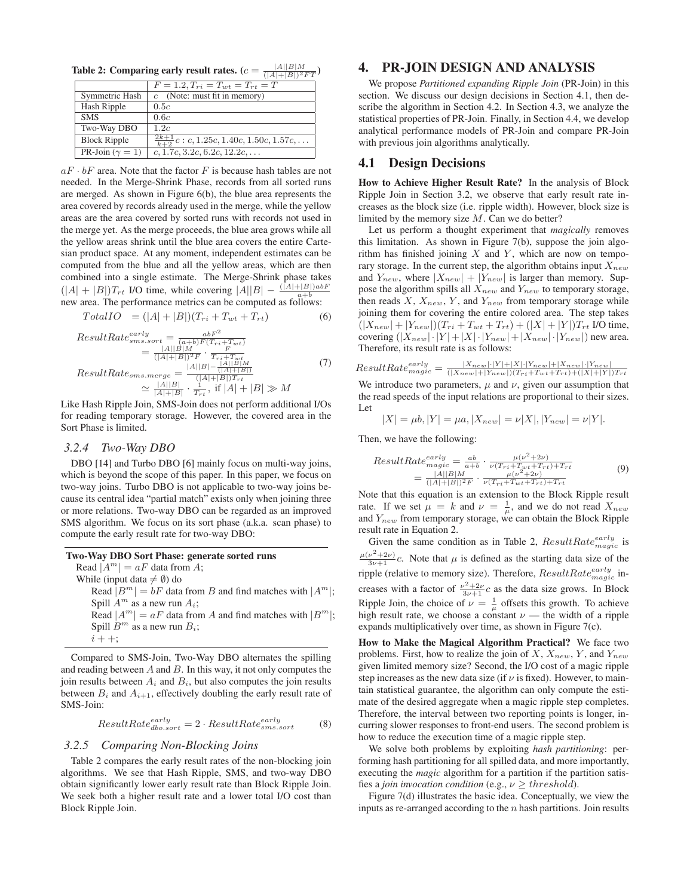**Table 2: Comparing early result rates.** ($c = \frac{|A||B|M}{(|A|+|B|)^2 FT}$)

| | $F = 1.2, T_{ri} = T_{wt} = T_{rt} = T$ |
|---|---|
| Symmetric Hash | $c$ (Note: must fit in memory) |
| Hash Ripple | $0.5c$ |
| SMS | $0.6c$ |
| Two-Way DBO | $1.2c$ |
| Block Ripple | $\frac{2k+1}{k+2}c : c, 1.25c, 1.40c, 1.50c, 1.57c, \ldots$ |
| PR-Join ($\gamma = 1$) | $c, 1.7c, 3.2c, 6.2c, 12.2c, \ldots$ |

$aF \cdot bF$ area. Note that the factor $F$ is because hash tables are not needed. In the Merge-Shrink Phase, records from all sorted runs are merged. As shown in Figure 6(b), the blue area represents the area covered by records already used in the merge, while the yellow areas are the area covered by sorted runs with records not used in the merge yet. As the merge proceeds, the blue area grows while all the yellow areas shrink until the blue area covers the entire Cartesian product space. At any moment, independent estimates can be computed from the blue and all the yellow areas, which are then combined into a single estimate. The Merge-Shrink phase takes $(|A| + |B|)T_{rt}$ I/O time, while covering $|A||B| - \frac{(|A|+|B|)abF}{a+b}$ new area. The performance metrics can be computed as follows:

$$TotalIO \quad = (|A| + |B|)(T_{ri} + T_{wt} + T_{rt}) \tag{6}$$

$$\begin{aligned} ResultRate^{early}_{sms.sort} &= \frac{abF^2}{(a+b)F(T_{ri}+T_{wt})} \\ &= \frac{|A||B|M}{(|A|+|B|)^2 F} \cdot \frac{F}{T_{ri}+T_{wt}} \\ ResultRate_{sms.merge} &= \frac{|A||B| - \frac{|A||B|M}{(|A|+|B|)}}{(|A|+|B|)T_{rt}} \\ &\simeq \frac{|A||B|}{|A|+|B|} \cdot \frac{1}{T_{rt}}, \text{ if } |A| + |B| \gg M \end{aligned} \tag{7}$$

Like Hash Ripple Join, SMS-Join does not perform additional I/Os for reading temporary storage. However, the covered area in the Sort Phase is limited.

### 3.2.4 Two-Way DBO

DBO [14] and Turbo DBO [6] mainly focus on multi-way joins, which is beyond the scope of this paper. In this paper, we focus on two-way joins. Turbo DBO is not applicable to two-way joins because its central idea "partial match" exists only when joining three or more relations. Two-way DBO can be regarded as an improved SMS algorithm. We focus on its sort phase (a.k.a. scan phase) to compute the early result rate for two-way DBO:

**Two-Way DBO Sort Phase: generate sorted runs**
- Read $|A^m| = aF$ data from $A$;
- While (input data $\neq \emptyset$) do
  - Read $|B^m| = bF$ data from $B$ and find matches with $|A^m|$;
  - Spill $A^m$ as a new run $A_i$;
  - Read $|A^m| = aF$ data from $A$ and find matches with $|B^m|$;
  - Spill $B^m$ as a new run $B_i$;
  - $i++$;

Compared to SMS-Join, Two-Way DBO alternates the spilling and reading between $A$ and $B$. In this way, it not only computes the join results between $A_i$ and $B_i$, but also computes the join results between $B_i$ and $A_{i+1}$, effectively doubling the early result rate of SMS-Join:

$$ResultRate^{early}_{dbo.sort} = 2 \cdot ResultRate^{early}_{sms.sort} \tag{8}$$

### 3.2.5 Comparing Non-Blocking Joins

Table 2 compares the early result rates of the non-blocking join algorithms. We see that Hash Ripple, SMS, and two-way DBO obtain significantly lower early result rate than Block Ripple Join. We seek both a higher result rate and a lower total I/O cost than Block Ripple Join.

## 4. PR-JOIN DESIGN AND ANALYSIS

We propose *Partitioned expanding Ripple Join* (PR-Join) in this section. We discuss our design decisions in Section 4.1, then describe the algorithm in Section 4.2. In Section 4.3, we analyze the statistical properties of PR-Join. Finally, in Section 4.4, we develop analytical performance models of PR-Join and compare PR-Join with previous join algorithms analytically.

## 4.1 Design Decisions

**How to Achieve Higher Result Rate?** In the analysis of Block Ripple Join in Section 3.2, we observe that early result rate increases as the block size (i.e. ripple width). However, block size is limited by the memory size $M$. Can we do better?

Let us perform a thought experiment that *magically* removes this limitation. As shown in Figure 7(b), suppose the join algorithm has finished joining $X$ and $Y$, which are now on temporary storage. In the current step, the algorithm obtains input $X_{new}$ and $Y_{new}$, where $|X_{new}| + |Y_{new}|$ is larger than memory. Suppose the algorithm spills all $X_{new}$ and $Y_{new}$ to temporary storage, then reads $X$, $X_{new}$, $Y$, and $Y_{new}$ from temporary storage while joining them for covering the entire colored area. The step takes $(|X_{new}| + |Y_{new}|)(T_{ri} + T_{wt} + T_{rt}) + (|X| + |Y|)T_{rt}$ I/O time, covering $(|X_{new}| \cdot |Y| + |X| \cdot |Y_{new}| + |X_{new}| \cdot |Y_{new}|)$ new area. Therefore, its result rate is as follows:

$$ResultRate^{early}_{magic} = \frac{|X_{new}| \cdot |Y| + |X| \cdot |Y_{new}| + |X_{new}| \cdot |Y_{new}|}{(|X_{new}| + |Y_{new}|)(T_{ri}+T_{wt}+T_{rt}) + (|X|+|Y|)T_{rt}}$$

We introduce two parameters, $\mu$ and $\nu$, given our assumption that the read speeds of the input relations are proportional to their sizes. Let

$$|X| = \mu b, |Y| = \mu a, |X_{new}| = \nu|X|, |Y_{new}| = \nu|Y|.$$

Then, we have the following:

$$\begin{aligned} ResultRate^{early}_{magic} &= \frac{ab}{a+b} \cdot \frac{\mu(\nu^2+2\nu)}{\nu(T_{ri}+T_{wt}+T_{rt})+T_{rt}} \\ &= \frac{|A||B|M}{(|A|+|B|)^2 F} \cdot \frac{\mu(\nu^2+2\nu)}{\nu(T_{ri}+T_{wt}+T_{rt})+T_{rt}} \end{aligned} \tag{9}$$

Note that this equation is an extension to the Block Ripple result rate. If we set $\mu = k$ and $\nu = \frac{1}{\mu}$, and we do not read $X_{new}$ and $Y_{new}$ from temporary storage, we can obtain the Block Ripple result rate in Equation 2.

Given the same condition as in Table 2, $ResultRate^{early}_{magic}$ is $\frac{\mu(\nu^2+2\nu)}{3\nu+1}c$. Note that $\mu$ is defined as the starting data size of the ripple (relative to memory size). Therefore, $ResultRate^{early}_{magic}$ increases with a factor of $\frac{\nu^2+2\nu}{3\nu+1}c$ as the data size grows. In Block Ripple Join, the choice of $\nu = \frac{1}{\mu}$ offsets this growth. To achieve high result rate, we choose a constant $\nu$ — the width of a ripple expands multiplicatively over time, as shown in Figure 7(c).

**How to Make the Magical Algorithm Practical?** We face two problems. First, how to realize the join of $X$, $X_{new}$, $Y$, and $Y_{new}$ given limited memory size? Second, the I/O cost of a magic ripple step increases as the new data size (if $\nu$ is fixed). However, to maintain statistical guarantee, the algorithm can only compute the estimate of the desired aggregate when a magic ripple step completes. Therefore, the interval between two reporting points is longer, incurring slower responses to front-end users. The second problem is how to reduce the execution time of a magic ripple step.

We solve both problems by exploiting *hash partitioning*: performing hash partitioning for all spilled data, and more importantly, executing the *magic* algorithm for a partition if the partition satisfies a *join invocation condition* (e.g., $\nu \geq threshold$).

Figure 7(d) illustrates the basic idea. Conceptually, we view the inputs as re-arranged according to the $n$ hash partitions. Join results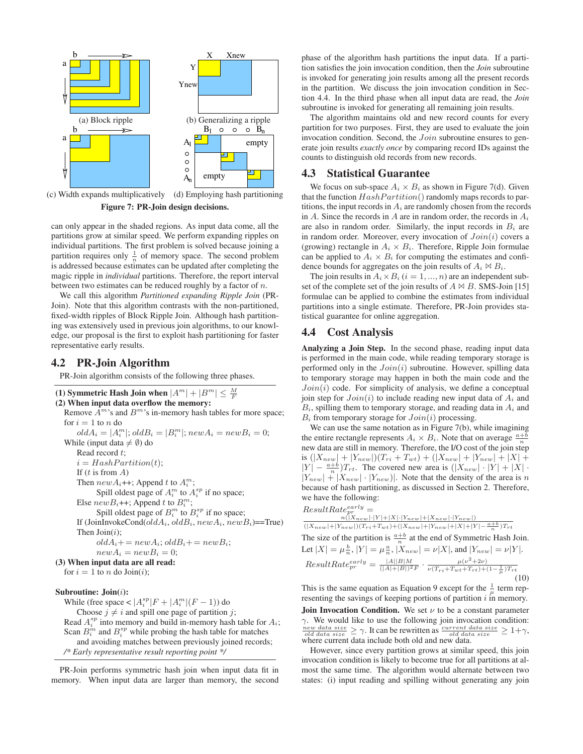(a) Block ripple (b) Generalizing a ripple

(c) Width expands multiplicatively (d) Employing hash partitioning

**Figure 7: PR-Join design decisions.**

can only appear in the shaded regions. As input data come, all the partitions grow at similar speed. We perform expanding ripples on individual partitions. The first problem is solved because joining a partition requires only $\frac{1}{n}$ of memory space. The second problem is addressed because estimates can be updated after completing the magic ripple in *individual* partitions. Therefore, the report interval between two estimates can be reduced roughly by a factor of $n$.

We call this algorithm *Partitioned expanding Ripple Join* (PR-Join). Note that this algorithm contrasts with the non-partitioned, fixed-width ripples of Block Ripple Join. Although hash partitioning was extensively used in previous join algorithms, to our knowledge, our proposal is the first to exploit hash partitioning for faster representative early results.

## 4.2 PR-Join Algorithm

PR-Join algorithm consists of the following three phases.

**(1) Symmetric Hash Join when** $|A^m| + |B^m| \le \frac{M}{F}$

**(2) When input data overflow the memory:**

Remove $A^m$'s and $B^m$'s in-memory hash tables for more space;
for $i = 1$ to $n$ do
  $oldA_i = |A_i^m|$; $oldB_i = |B_i^m|$; $newA_i = newB_i = 0$;
While (input data $\ne \emptyset$) do
  Read record $t$;
  $i = HashPartition(t)$;
  If ($t$ is from $A$)
  Then $newA_i$++; Append $t$ to $A_i^m$;
    Spill oldest page of $A_i^m$ to $A_i^{sp}$ if no space;
  Else $newB_i$++; Append $t$ to $B_i^m$;
    Spill oldest page of $B_i^m$ to $B_i^{sp}$ if no space;
  If (JoinInvokeCond($oldA_i$, $oldB_i$, $newA_i$, $newB_i$)==True)
  Then Join($i$);
    $oldA_i$+= $newA_i$; $oldB_i$+= $newB_i$;
    $newA_i = newB_i = 0$;

**(3) When input data are all read:**

for $i = 1$ to $n$ do Join($i$);

**Subroutine: Join($i$):**

While (free space < $|A_i^{sp}|F + |A_i^m|(F-1)$) do
  Choose $j \ne i$ and spill one page of partition $j$;
Read $A_i^{sp}$ into memory and build in-memory hash table for $A_i$;
Scan $B_i^m$ and $B_i^{sp}$ while probing the hash table for matches
  and avoiding matches between previously joined records;
*/\* Early representative result reporting point \*/*

PR-Join performs symmetric hash join when input data fit in memory. When input data are larger than memory, the second phase of the algorithm hash partitions the input data. If a partition satisfies the join invocation condition, then the *Join* subroutine is invoked for generating join results among all the present records in the partition. We discuss the join invocation condition in Section 4.4. In the third phase when all input data are read, the *Join* subroutine is invoked for generating all remaining join results.

The algorithm maintains old and new record counts for every partition for two purposes. First, they are used to evaluate the join invocation condition. Second, the $Join$ subroutine ensures to generate join results *exactly once* by comparing record IDs against the counts to distinguish old records from new records.

## 4.3 Statistical Guarantee

We focus on sub-space $A_i \times B_i$ as shown in Figure 7(d). Given that the function $HashPartition()$ randomly maps records to partitions, the input records in $A_i$ are randomly chosen from the records in $A$. Since the records in $A$ are in random order, the records in $A_i$ are also in random order. Similarly, the input records in $B_i$ are in random order. Moreover, every invocation of $Join(i)$ covers a (growing) rectangle in $A_i \times B_i$. Therefore, Ripple Join formulae can be applied to $A_i \times B_i$ for computing the estimates and confidence bounds for aggregates on the join results of $A_i \bowtie B_i$.

The join results in $A_i \times B_i$ ($i = 1, ..., n$) are an independent subset of the complete set of the join results of $A \bowtie B$. SMS-Join [15] formulae can be applied to combine the estimates from individual partitions into a single estimate. Therefore, PR-Join provides statistical guarantee for online aggregation.

## 4.4 Cost Analysis

**Analyzing a Join Step.** In the second phase, reading input data is performed in the main code, while reading temporary storage is performed only in the $Join(i)$ subroutine. However, spilling data to temporary storage may happen in both the main code and the $Join(i)$ code. For simplicity of analysis, we define a conceptual join step for $Join(i)$ to include reading new input data of $A_i$ and $B_i$, spilling them to temporary storage, and reading data in $A_i$ and $B_i$ from temporary storage for $Join(i)$ processing.

We can use the same notation as in Figure 7(b), while imagining the entire rectangle represents $A_i \times B_i$. Note that on average $\frac{a+b}{n}$ new data are still in memory. Therefore, the I/O cost of the join step is $(|X_{new}| + |Y_{new}|)(T_{ri} + T_{wt}) + (|X_{new}| + |Y_{new}| + |X| + |Y| - \frac{a+b}{n})T_{rt}$. The covered new area is $(|X_{new}| \cdot |Y| + |X| \cdot |Y_{new}| + |X_{new}| \cdot |Y_{new}|)$. Note that the density of the area is $n$ because of hash partitioning, as discussed in Section 2. Therefore, we have the following:

$$ResultRate_{pr}^{early} = \frac{n(|X_{new}| \cdot |Y| + |X| \cdot |Y_{new}| + |X_{new}| \cdot |Y_{new}|)}{(|X_{new}| + |Y_{new}|)(T_{ri} + T_{wt}) + (|X_{new}| + |Y_{new}| + |X| + |Y| - \frac{a+b}{n})T_{rt}}$$

The size of the partition is $\frac{a+b}{n}$ at the end of Symmetric Hash Join. Let $|X| = \mu\frac{b}{n}$, $|Y| = \mu\frac{a}{n}$, $|X_{new}| = \nu|X|$, and $|Y_{new}| = \nu|Y|$.

$$ResultRate_{pr}^{early} = \frac{|A||B|M}{(|A|+|B|)^2 F} \cdot \frac{\mu(\nu^2 + 2\nu)}{\nu(T_{ri} + T_{wt} + T_{rt}) + (1 - \frac{1}{\mu})T_{rt}} \tag{10}$$

This is the same equation as Equation 9 except for the $\frac{1}{\mu}$ term representing the savings of keeping portions of partition $i$ in memory.

**Join Invocation Condition.** We set $\nu$ to be a constant parameter $\gamma$. We would like to use the following join invocation condition: $\frac{new\ data\ size}{old\ data\ size} \ge \gamma$. It can be rewritten as $\frac{current\ data\ size}{old\ data\ size} \ge 1+\gamma$, where current data include both old and new data.

However, since every partition grows at similar speed, this join invocation condition is likely to become true for all partitions at almost the same time. The algorithm would alternate between two states: (i) input reading and spilling without generating any join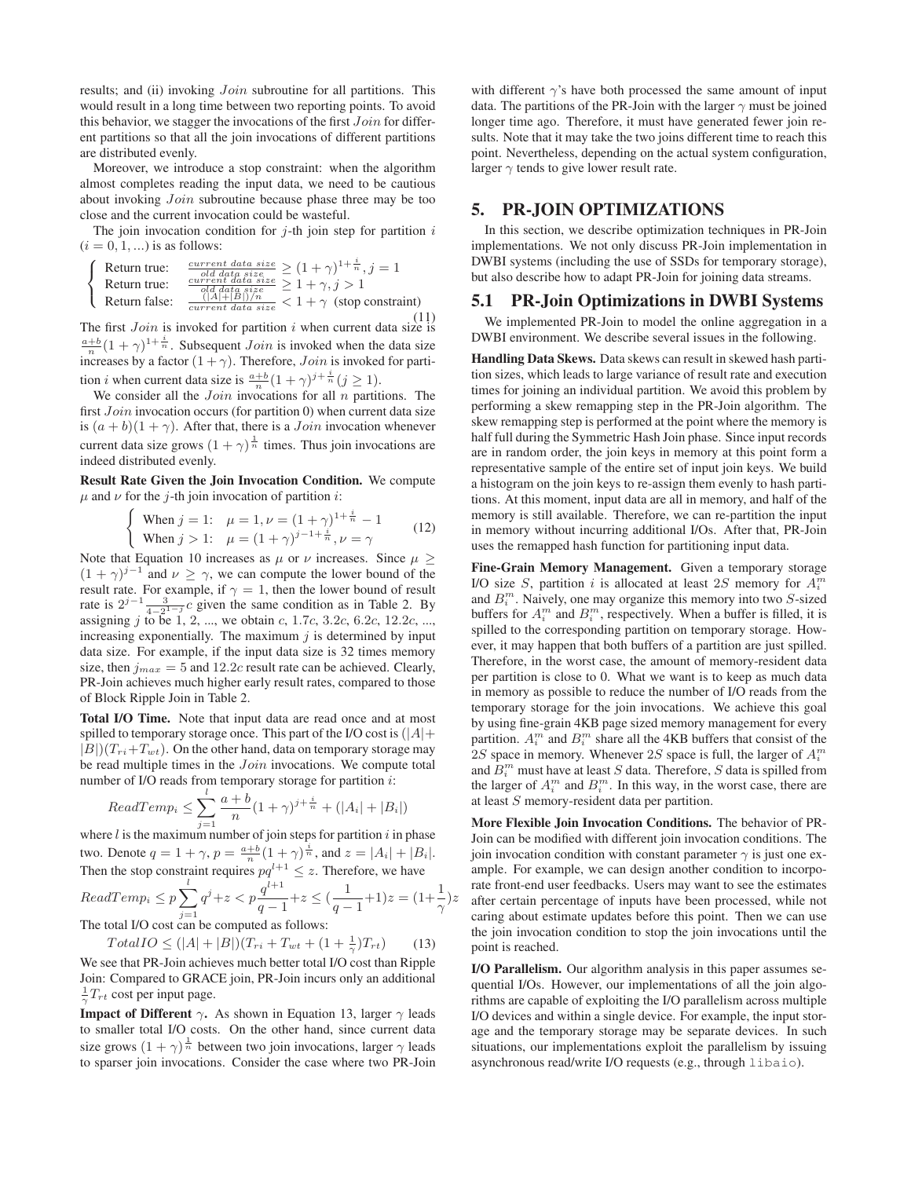results; and (ii) invoking $Join$ subroutine for all partitions. This would result in a long time between two reporting points. To avoid this behavior, we stagger the invocations of the first $Join$ for different partitions so that all the join invocations of different partitions are distributed evenly.

Moreover, we introduce a stop constraint: when the algorithm almost completes reading the input data, we need to be cautious about invoking $Join$ subroutine because phase three may be too close and the current invocation could be wasteful.

The join invocation condition for $j$-th join step for partition $i$ ($i = 0, 1, ...$) is as follows:

$$\begin{cases} \text{Return true:} & \frac{current\ data\ size}{old\ data\ size} \geq (1+\gamma)^{1+\frac{i}{n}}, j = 1 \\ \text{Return true:} & \frac{current\ data\ size}{old\ data\ size} \geq 1+\gamma, j > 1 \\ \text{Return false:} & \frac{(|A|+|B|)/n}{current\ data\ size} < 1+\gamma \ \ \text{(stop constraint)} \end{cases} \tag{11}$$

The first $Join$ is invoked for partition $i$ when current data size is $\frac{a+b}{n}(1+\gamma)^{1+\frac{i}{n}}$. Subsequent $Join$ is invoked when the data size increases by a factor $(1+\gamma)$. Therefore, $Join$ is invoked for partition $i$ when current data size is $\frac{a+b}{n}(1+\gamma)^{j+\frac{i}{n}} (j \geq 1)$.

We consider all the $Join$ invocations for all $n$ partitions. The first $Join$ invocation occurs (for partition 0) when current data size is $(a+b)(1+\gamma)$. After that, there is a $Join$ invocation whenever current data size grows $(1+\gamma)^{\frac{1}{n}}$ times. Thus join invocations are indeed distributed evenly.

**Result Rate Given the Join Invocation Condition.** We compute $\mu$ and $\nu$ for the $j$-th join invocation of partition $i$:

$$\begin{cases} \text{When } j = 1: & \mu = 1, \nu = (1+\gamma)^{1+\frac{i}{n}} - 1 \\ \text{When } j > 1: & \mu = (1+\gamma)^{j-1+\frac{i}{n}}, \nu = \gamma \end{cases} \tag{12}$$

Note that Equation 10 increases as $\mu$ or $\nu$ increases. Since $\mu \geq (1+\gamma)^{j-1}$ and $\nu \geq \gamma$, we can compute the lower bound of the result rate. For example, if $\gamma = 1$, then the lower bound of result rate is $2^{j-1}\frac{3}{4-2^{1-j}}c$ given the same condition as in Table 2. By assigning $j$ to be 1, 2, ..., we obtain $c$, $1.7c$, $3.2c$, $6.2c$, $12.2c$, ..., increasing exponentially. The maximum $j$ is determined by input data size. For example, if the input data size is 32 times memory size, then $j_{max} = 5$ and $12.2c$ result rate can be achieved. Clearly, PR-Join achieves much higher early result rates, compared to those of Block Ripple Join in Table 2.

**Total I/O Time.** Note that input data are read once and at most spilled to temporary storage once. This part of the I/O cost is $(|A|+|B|)(T_{ri}+T_{wt})$. On the other hand, data on temporary storage may be read multiple times in the $Join$ invocations. We compute total number of I/O reads from temporary storage for partition $i$:

$$ReadTemp_i \leq \sum_{j=1}^{l} \frac{a+b}{n}(1+\gamma)^{j+\frac{i}{n}} + (|A_i|+|B_i|)$$

where $l$ is the maximum number of join steps for partition $i$ in phase two. Denote $q = 1+\gamma$, $p = \frac{a+b}{n}(1+\gamma)^{\frac{i}{n}}$, and $z = |A_i|+|B_i|$. Then the stop constraint requires $pq^{l+1} \leq z$. Therefore, we have

$$ReadTemp_i \leq p\sum_{j=1}^{l} q^j + z < p\frac{q^{l+1}}{q-1} + z \leq (\frac{1}{q-1}+1)z = (1+\frac{1}{\gamma})z$$

The total I/O cost can be computed as follows:

$$TotalIO \leq (|A|+|B|)(T_{ri}+T_{wt}+(1+\tfrac{1}{\gamma})T_{rt}) \tag{13}$$

We see that PR-Join achieves much better total I/O cost than Ripple Join: Compared to GRACE join, PR-Join incurs only an additional $\frac{1}{\gamma}T_{rt}$ cost per input page.

**Impact of Different $\gamma$.** As shown in Equation 13, larger $\gamma$ leads to smaller total I/O costs. On the other hand, since current data size grows $(1+\gamma)^{\frac{1}{n}}$ between two join invocations, larger $\gamma$ leads to sparser join invocations. Consider the case where two PR-Join with different $\gamma$'s have both processed the same amount of input data. The partitions of the PR-Join with the larger $\gamma$ must be joined longer time ago. Therefore, it must have generated fewer join results. Note that it may take the two joins different time to reach this point. Nevertheless, depending on the actual system configuration, larger $\gamma$ tends to give lower result rate.

# 5. PR-JOIN OPTIMIZATIONS

In this section, we describe optimization techniques in PR-Join implementations. We not only discuss PR-Join implementation in DWBI systems (including the use of SSDs for temporary storage), but also describe how to adapt PR-Join for joining data streams.

## 5.1 PR-Join Optimizations in DWBI Systems

We implemented PR-Join to model the online aggregation in a DWBI environment. We describe several issues in the following.

**Handling Data Skews.** Data skews can result in skewed hash partition sizes, which leads to large variance of result rate and execution times for joining an individual partition. We avoid this problem by performing a skew remapping step in the PR-Join algorithm. The skew remapping step is performed at the point where the memory is half full during the Symmetric Hash Join phase. Since input records are in random order, the join keys in memory at this point form a representative sample of the entire set of input join keys. We build a histogram on the join keys to re-assign them evenly to hash partitions. At this moment, input data are all in memory, and half of the memory is still available. Therefore, we can re-partition the input in memory without incurring additional I/Os. After that, PR-Join uses the remapped hash function for partitioning input data.

**Fine-Grain Memory Management.** Given a temporary storage I/O size $S$, partition $i$ is allocated at least $2S$ memory for $A_i^m$ and $B_i^m$. Naively, one may organize this memory into two $S$-sized buffers for $A_i^m$ and $B_i^m$, respectively. When a buffer is filled, it is spilled to the corresponding partition on temporary storage. However, it may happen that both buffers of a partition are just spilled. Therefore, in the worst case, the amount of memory-resident data per partition is close to 0. What we want is to keep as much data in memory as possible to reduce the number of I/O reads from the temporary storage for the join invocations. We achieve this goal by using fine-grain 4KB page sized memory management for every partition. $A_i^m$ and $B_i^m$ share all the 4KB buffers that consist of the $2S$ space in memory. Whenever $2S$ space is full, the larger of $A_i^m$ and $B_i^m$ must have at least $S$ data. Therefore, $S$ data is spilled from the larger of $A_i^m$ and $B_i^m$. In this way, in the worst case, there are at least $S$ memory-resident data per partition.

**More Flexible Join Invocation Conditions.** The behavior of PR-Join can be modified with different join invocation conditions. The join invocation condition with constant parameter $\gamma$ is just one example. For example, we can design another condition to incorporate front-end user feedbacks. Users may want to see the estimates after certain percentage of inputs have been processed, while not caring about estimate updates before this point. Then we can use the join invocation condition to stop the join invocations until the point is reached.

**I/O Parallelism.** Our algorithm analysis in this paper assumes sequential I/Os. However, our implementations of all the join algorithms are capable of exploiting the I/O parallelism across multiple I/O devices and within a single device. For example, the input storage and the temporary storage may be separate devices. In such situations, our implementations exploit the parallelism by issuing asynchronous read/write I/O requests (e.g., through `libaio`).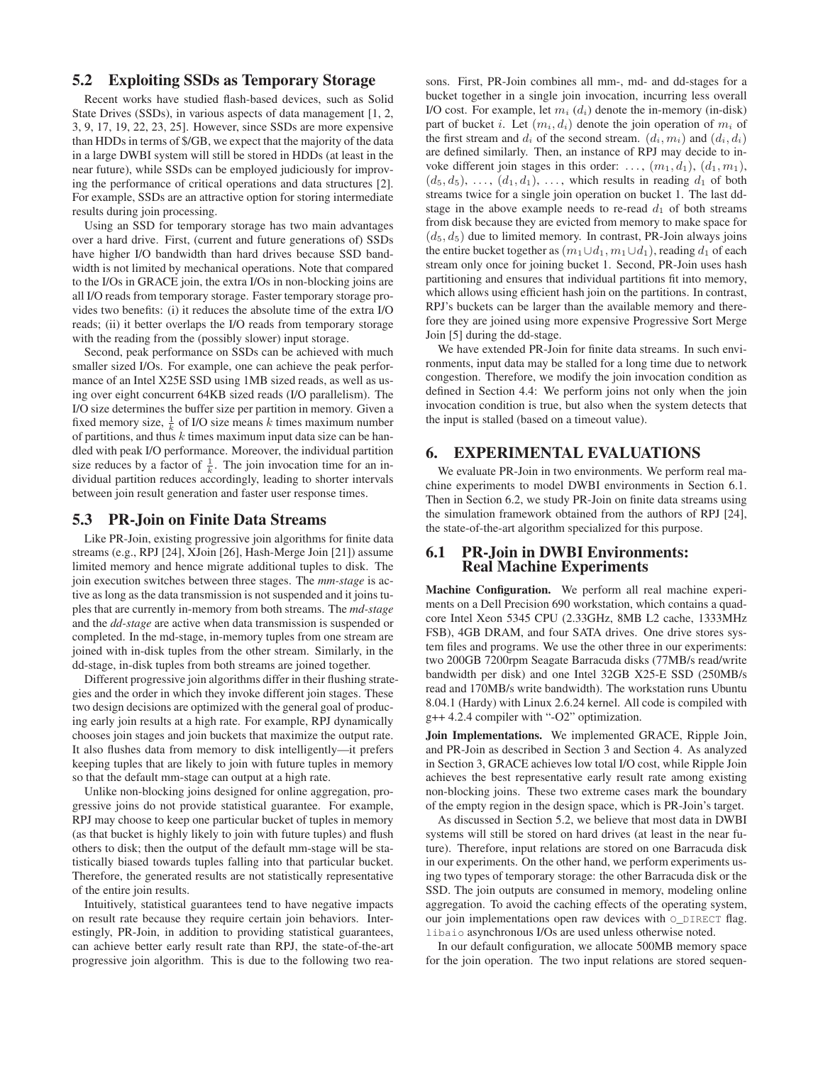### 5.2 Exploiting SSDs as Temporary Storage

Recent works have studied flash-based devices, such as Solid State Drives (SSDs), in various aspects of data management [1, 2, 3, 9, 17, 19, 22, 23, 25]. However, since SSDs are more expensive than HDDs in terms of \$/GB, we expect that the majority of the data in a large DWBI system will still be stored in HDDs (at least in the near future), while SSDs can be employed judiciously for improving the performance of critical operations and data structures [2]. For example, SSDs are an attractive option for storing intermediate results during join processing.

Using an SSD for temporary storage has two main advantages over a hard drive. First, (current and future generations of) SSDs have higher I/O bandwidth than hard drives because SSD bandwidth is not limited by mechanical operations. Note that compared to the I/Os in GRACE join, the extra I/Os in non-blocking joins are all I/O reads from temporary storage. Faster temporary storage provides two benefits: (i) it reduces the absolute time of the extra I/O reads; (ii) it better overlaps the I/O reads from temporary storage with the reading from the (possibly slower) input storage.

Second, peak performance on SSDs can be achieved with much smaller sized I/Os. For example, one can achieve the peak performance of an Intel X25E SSD using 1MB sized reads, as well as using over eight concurrent 64KB sized reads (I/O parallelism). The I/O size determines the buffer size per partition in memory. Given a fixed memory size, $\frac{1}{k}$ of I/O size means $k$ times maximum number of partitions, and thus $k$ times maximum input data size can be handled with peak I/O performance. Moreover, the individual partition size reduces by a factor of $\frac{1}{k}$. The join invocation time for an individual partition reduces accordingly, leading to shorter intervals between join result generation and faster user response times.

### 5.3 PR-Join on Finite Data Streams

Like PR-Join, existing progressive join algorithms for finite data streams (e.g., RPJ [24], XJoin [26], Hash-Merge Join [21]) assume limited memory and hence migrate additional tuples to disk. The join execution switches between three stages. The *mm-stage* is active as long as the data transmission is not suspended and it joins tuples that are currently in-memory from both streams. The *md-stage* and the *dd-stage* are active when data transmission is suspended or completed. In the md-stage, in-memory tuples from one stream are joined with in-disk tuples from the other stream. Similarly, in the dd-stage, in-disk tuples from both streams are joined together.

Different progressive join algorithms differ in their flushing strategies and the order in which they invoke different join stages. These two design decisions are optimized with the general goal of producing early join results at a high rate. For example, RPJ dynamically chooses join stages and join buckets that maximize the output rate. It also flushes data from memory to disk intelligently—it prefers keeping tuples that are likely to join with future tuples in memory so that the default mm-stage can output at a high rate.

Unlike non-blocking joins designed for online aggregation, progressive joins do not provide statistical guarantee. For example, RPJ may choose to keep one particular bucket of tuples in memory (as that bucket is highly likely to join with future tuples) and flush others to disk; then the output of the default mm-stage will be statistically biased towards tuples falling into that particular bucket. Therefore, the generated results are not statistically representative of the entire join results.

Intuitively, statistical guarantees tend to have negative impacts on result rate because they require certain join behaviors. Interestingly, PR-Join, in addition to providing statistical guarantees, can achieve better early result rate than RPJ, the state-of-the-art progressive join algorithm. This is due to the following two reasons. First, PR-Join combines all mm-, md- and dd-stages for a bucket together in a single join invocation, incurring less overall I/O cost. For example, let $m_i$ ($d_i$) denote the in-memory (in-disk) part of bucket $i$. Let $(m_i, d_i)$ denote the join operation of $m_i$ of the first stream and $d_i$ of the second stream. $(d_i, m_i)$ and $(d_i, d_i)$ are defined similarly. Then, an instance of RPJ may decide to invoke different join stages in this order: $\ldots$, $(m_1, d_1)$, $(d_1, m_1)$, $(d_5, d_5)$, $\ldots$, $(d_1, d_1)$, $\ldots$, which results in reading $d_1$ of both streams twice for a single join operation on bucket 1. The last dd-stage in the above example needs to re-read $d_1$ of both streams from disk because they are evicted from memory to make space for $(d_5, d_5)$ due to limited memory. In contrast, PR-Join always joins the entire bucket together as $(m_1 \cup d_1, m_1 \cup d_1)$, reading $d_1$ of each stream only once for joining bucket 1. Second, PR-Join uses hash partitioning and ensures that individual partitions fit into memory, which allows using efficient hash join on the partitions. In contrast, RPJ's buckets can be larger than the available memory and therefore they are joined using more expensive Progressive Sort Merge Join [5] during the dd-stage.

We have extended PR-Join for finite data streams. In such environments, input data may be stalled for a long time due to network congestion. Therefore, we modify the join invocation condition as defined in Section 4.4: We perform joins not only when the join invocation condition is true, but also when the system detects that the input is stalled (based on a timeout value).

## 6. EXPERIMENTAL EVALUATIONS

We evaluate PR-Join in two environments. We perform real machine experiments to model DWBI environments in Section 6.1. Then in Section 6.2, we study PR-Join on finite data streams using the simulation framework obtained from the authors of RPJ [24], the state-of-the-art algorithm specialized for this purpose.

### 6.1 PR-Join in DWBI Environments: Real Machine Experiments

**Machine Configuration.** We perform all real machine experiments on a Dell Precision 690 workstation, which contains a quad-core Intel Xeon 5345 CPU (2.33GHz, 8MB L2 cache, 1333MHz FSB), 4GB DRAM, and four SATA drives. One drive stores system files and programs. We use the other three in our experiments: two 200GB 7200rpm Seagate Barracuda disks (77MB/s read/write bandwidth per disk) and one Intel 32GB X25-E SSD (250MB/s read and 170MB/s write bandwidth). The workstation runs Ubuntu 8.04.1 (Hardy) with Linux 2.6.24 kernel. All code is compiled with g++ 4.2.4 compiler with "-O2" optimization.

**Join Implementations.** We implemented GRACE, Ripple Join, and PR-Join as described in Section 3 and Section 4. As analyzed in Section 3, GRACE achieves low total I/O cost, while Ripple Join achieves the best representative early result rate among existing non-blocking joins. These two extreme cases mark the boundary of the empty region in the design space, which is PR-Join's target.

As discussed in Section 5.2, we believe that most data in DWBI systems will still be stored on hard drives (at least in the near future). Therefore, input relations are stored on one Barracuda disk in our experiments. On the other hand, we perform experiments using two types of temporary storage: the other Barracuda disk or the SSD. The join outputs are consumed in memory, modeling online aggregation. To avoid the caching effects of the operating system, our join implementations open raw devices with `O_DIRECT` flag. `libaio` asynchronous I/Os are used unless otherwise noted.

In our default configuration, we allocate 500MB memory space for the join operation. The two input relations are stored sequen-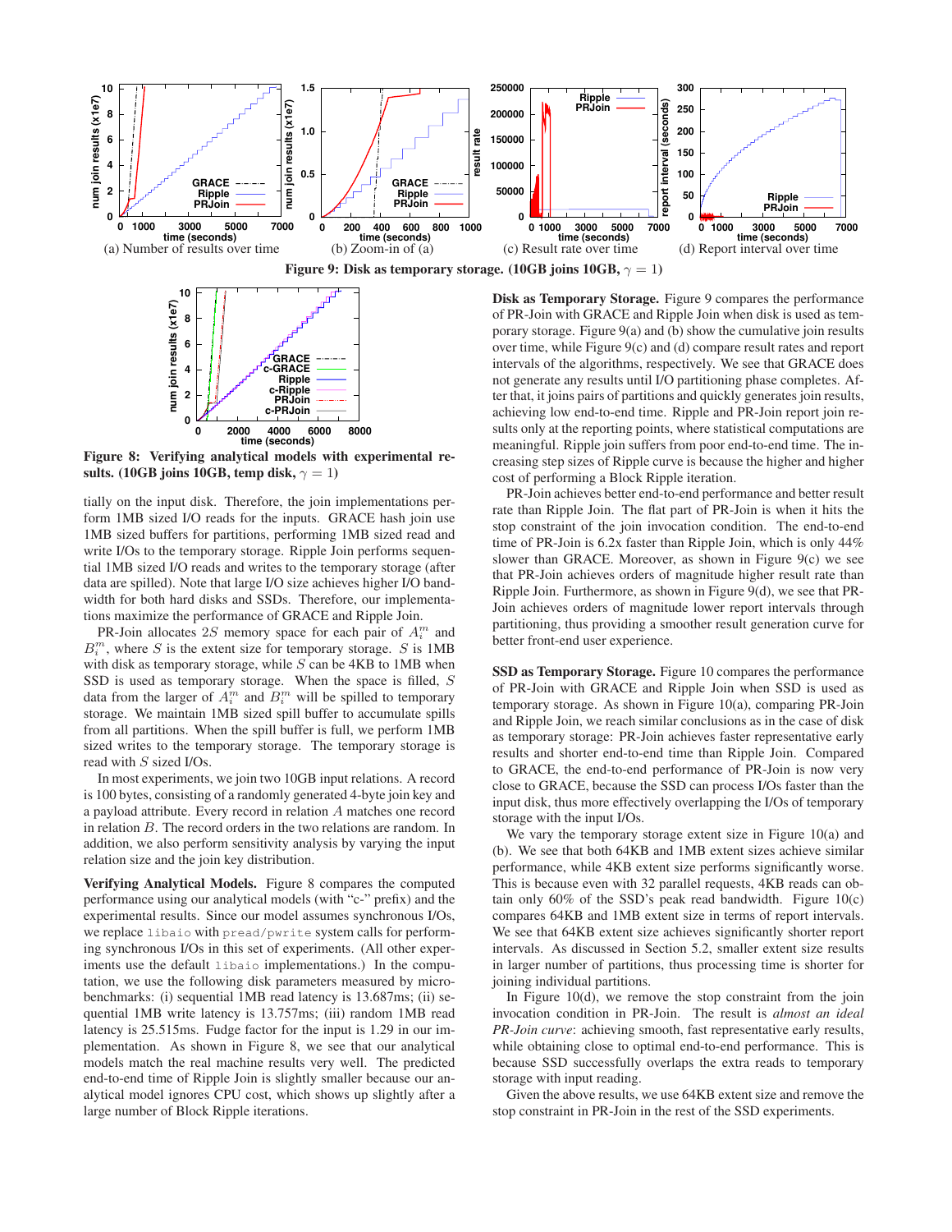Figure 9: Disk as temporary storage. (10GB joins 10GB, $\gamma = 1$)

(a) Number of results over time (b) Zoom-in of (a) (c) Result rate over time (d) Report interval over time

Figure 8: Verifying analytical models with experimental results. (10GB joins 10GB, temp disk, $\gamma = 1$)

tially on the input disk. Therefore, the join implementations perform 1MB sized I/O reads for the inputs. GRACE hash join use 1MB sized buffers for partitions, performing 1MB sized read and write I/Os to the temporary storage. Ripple Join performs sequential 1MB sized reads and writes to the temporary storage (after data are spilled). Note that large I/O size achieves higher I/O bandwidth for both hard disks and SSDs. Therefore, our implementations maximize the performance of GRACE and Ripple Join.

PR-Join allocates $2S$ memory space for each pair of $A_i^m$ and $B_i^m$, where $S$ is the extent size for temporary storage. $S$ is 1MB with disk as temporary storage, while $S$ can be 4KB to 1MB when SSD is used as temporary storage. When the space is filled, $S$ data from the larger of $A_i^m$ and $B_i^m$ will be spilled to temporary storage. We maintain 1MB sized spill buffer to accumulate spills from all partitions. When the spill buffer is full, we perform 1MB sized writes to the temporary storage. The temporary storage is read with $S$ sized I/Os.

In most experiments, we join two 10GB input relations. A record is 100 bytes, consisting of a randomly generated 4-byte join key and a payload attribute. Every record in relation $A$ matches one record in relation $B$. The record orders in the two relations are random. In addition, we also perform sensitivity analysis by varying the input relation size and the join key distribution.

**Verifying Analytical Models.** Figure 8 compares the computed performance using our analytical models (with "c-" prefix) and the experimental results. Since our model assumes synchronous I/Os, we replace libaio with pread/pwrite system calls for performing synchronous I/Os in this set of experiments. (All other experiments use the default libaio implementations.) In the computation, we use the following disk parameters measured by micro-benchmarks: (i) sequential 1MB read latency is 13.687ms; (ii) sequential 1MB write latency is 13.757ms; (iii) random 1MB read latency is 25.515ms. Fudge factor for the input is 1.29 in our implementation. As shown in Figure 8, we see that our analytical models match the real machine results very well. The predicted end-to-end time of Ripple Join is slightly smaller because our analytical model ignores CPU cost, which shows up slightly after a large number of Block Ripple iterations.

**Disk as Temporary Storage.** Figure 9 compares the performance of PR-Join with GRACE and Ripple Join when disk is used as temporary storage. Figure 9(a) and (b) show the cumulative join results over time, while Figure 9(c) and (d) compare result rates and report intervals of the algorithms, respectively. We see that GRACE does not generate any results until I/O partitioning phase completes. After that, it joins pairs of partitions and quickly generates join results, achieving low end-to-end time. Ripple and PR-Join report join results only at the reporting points, where statistical computations are meaningful. Ripple join suffers from poor end-to-end time. The increasing step sizes of Ripple curve is because the higher and higher cost of performing a Block Ripple iteration.

PR-Join achieves better end-to-end performance and better result rate than Ripple Join. The flat part of PR-Join is when it hits the stop constraint of the join invocation condition. The end-to-end time of PR-Join is 6.2x faster than Ripple Join, which is only 44% slower than GRACE. Moreover, as shown in Figure 9(c) we see that PR-Join achieves orders of magnitude higher result rate than Ripple Join. Furthermore, as shown in Figure 9(d), we see that PR-Join achieves orders of magnitude lower report intervals through partitioning, thus providing a smoother result generation curve for better front-end user experience.

**SSD as Temporary Storage.** Figure 10 compares the performance of PR-Join with GRACE and Ripple Join when SSD is used as temporary storage. As shown in Figure 10(a), comparing PR-Join and Ripple Join, we reach similar conclusions as in the case of disk as temporary storage: PR-Join achieves faster representative early results and shorter end-to-end time than Ripple Join. Compared to GRACE, the end-to-end performance of PR-Join is now very close to GRACE, because the SSD can process I/Os faster than the input disk, thus more effectively overlapping the I/Os of temporary storage with the input I/Os.

We vary the temporary storage extent size in Figure 10(a) and (b). We see that both 64KB and 1MB extent sizes achieve similar performance, while 4KB extent size performs significantly worse. This is because even with 32 parallel requests, 4KB reads can obtain only 60% of the SSD's peak read bandwidth. Figure 10(c) compares 64KB and 1MB extent size in terms of report intervals. We see that 64KB extent size achieves significantly shorter report intervals. As discussed in Section 5.2, smaller extent size results in larger number of partitions, thus processing time is shorter for joining individual partitions.

In Figure 10(d), we remove the stop constraint from the join invocation condition in PR-Join. The result is *almost an ideal PR-Join curve*: achieving smooth, fast representative early results, while obtaining close to optimal end-to-end performance. This is because SSD successfully overlaps the extra reads to temporary storage with input reading.

Given the above results, we use 64KB extent size and remove the stop constraint in PR-Join in the rest of the SSD experiments.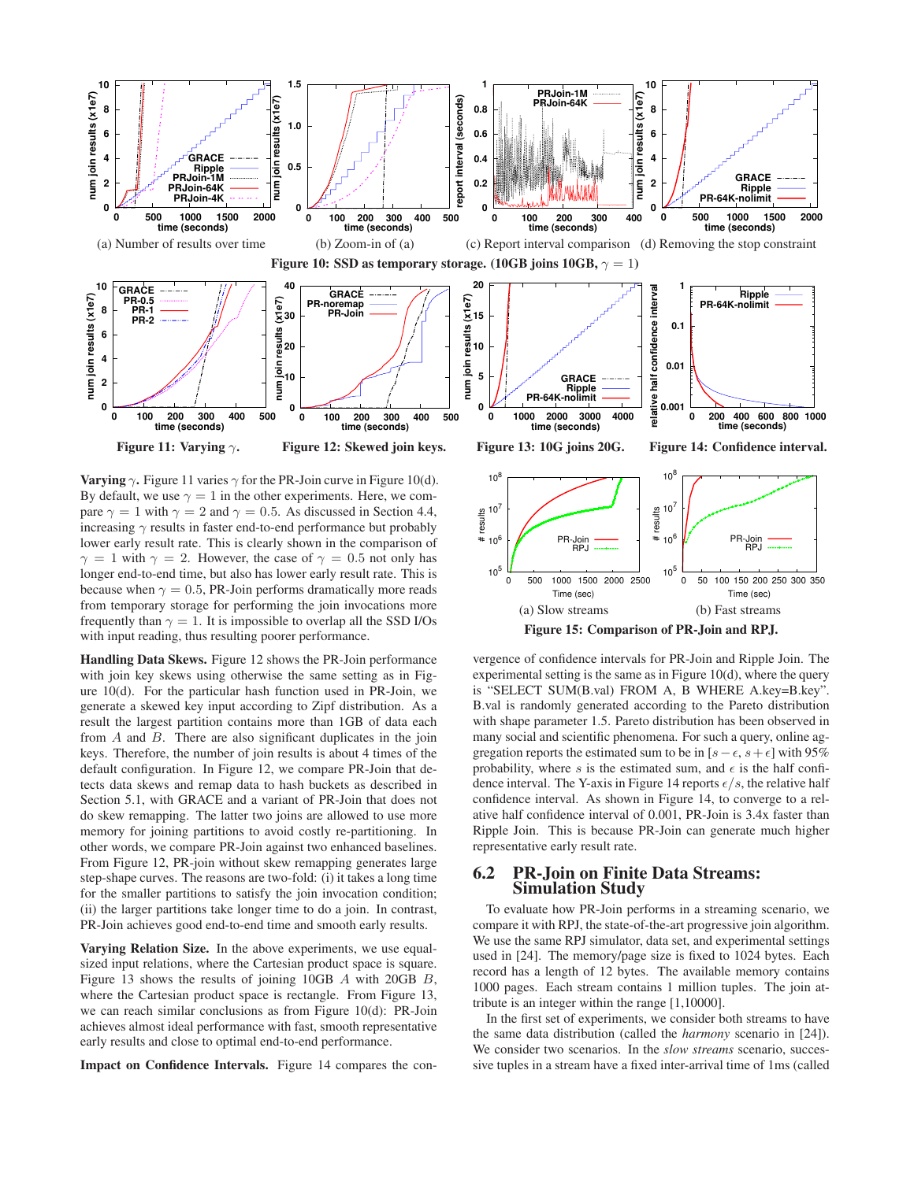(a) Number of results over time (b) Zoom-in of (a) (c) Report interval comparison (d) Removing the stop constraint

**Figure 10: SSD as temporary storage. (10GB joins 10GB, $\gamma = 1$)**

**Figure 11: Varying $\gamma$.** **Figure 12: Skewed join keys.** **Figure 13: 10G joins 20G.** **Figure 14: Confidence interval.**

**Varying $\gamma$.** Figure 11 varies $\gamma$ for the PR-Join curve in Figure 10(d). By default, we use $\gamma = 1$ in the other experiments. Here, we compare $\gamma = 1$ with $\gamma = 2$ and $\gamma = 0.5$. As discussed in Section 4.4, increasing $\gamma$ results in faster end-to-end performance but probably lower early result rate. This is clearly shown in the comparison of $\gamma = 1$ with $\gamma = 2$. However, the case of $\gamma = 0.5$ not only has longer end-to-end time, but also has lower early result rate. This is because when $\gamma = 0.5$, PR-Join performs dramatically more reads from temporary storage for performing the join invocations more frequently than $\gamma = 1$. It is impossible to overlap all the SSD I/Os with input reading, thus resulting poorer performance.

**Handling Data Skews.** Figure 12 shows the PR-Join performance with join key skews using otherwise the same setting as in Figure 10(d). For the particular hash function used in PR-Join, we generate a skewed key input according to Zipf distribution. As a result the largest partition contains more than 1GB of data each from $A$ and $B$. There are also significant duplicates in the join keys. Therefore, the number of join results is about 4 times of the default configuration. In Figure 12, we compare PR-Join that detects data skews and remap data to hash buckets as described in Section 5.1, with GRACE and a variant of PR-Join that does not do skew remapping. The latter two joins are allowed to use more memory for joining partitions to avoid costly re-partitioning. In other words, we compare PR-Join against two enhanced baselines. From Figure 12, PR-join without skew remapping generates large step-shape curves. The reasons are two-fold: (i) it takes a long time for the smaller partitions to satisfy the join invocation condition; (ii) the larger partitions take longer time to do a join. In contrast, PR-Join achieves good end-to-end time and smooth early results.

**Varying Relation Size.** In the above experiments, we use equal-sized input relations, where the Cartesian product space is square. Figure 13 shows the results of joining 10GB $A$ with 20GB $B$, where the Cartesian product space is rectangle. From Figure 13, we can reach similar conclusions as from Figure 10(d): PR-Join achieves almost ideal performance with fast, smooth representative early results and close to optimal end-to-end performance.

**Impact on Confidence Intervals.** Figure 14 compares the convergence of confidence intervals for PR-Join and Ripple Join. The experimental setting is the same as in Figure 10(d), where the query is "SELECT SUM(B.val) FROM A, B WHERE A.key=B.key". B.val is randomly generated according to the Pareto distribution with shape parameter 1.5. Pareto distribution has been observed in many social and scientific phenomena. For such a query, online aggregation reports the estimated sum to be in $[s-\epsilon, s+\epsilon]$ with 95% probability, where $s$ is the estimated sum, and $\epsilon$ is the half confidence interval. The Y-axis in Figure 14 reports $\epsilon/s$, the relative half confidence interval. As shown in Figure 14, to converge to a relative half confidence interval of 0.001, PR-Join is 3.4x faster than Ripple Join. This is because PR-Join can generate much higher representative early result rate.

(a) Slow streams (b) Fast streams

**Figure 15: Comparison of PR-Join and RPJ.**

## 6.2 PR-Join on Finite Data Streams: Simulation Study

To evaluate how PR-Join performs in a streaming scenario, we compare it with RPJ, the state-of-the-art progressive join algorithm. We use the same RPJ simulator, data set, and experimental settings used in [24]. The memory/page size is fixed to 1024 bytes. Each record has a length of 12 bytes. The available memory contains 1000 pages. Each stream contains 1 million tuples. The join attribute is an integer within the range [1,10000].

In the first set of experiments, we consider both streams to have the same data distribution (called the *harmony* scenario in [24]). We consider two scenarios. In the *slow streams* scenario, successive tuples in a stream have a fixed inter-arrival time of 1ms (called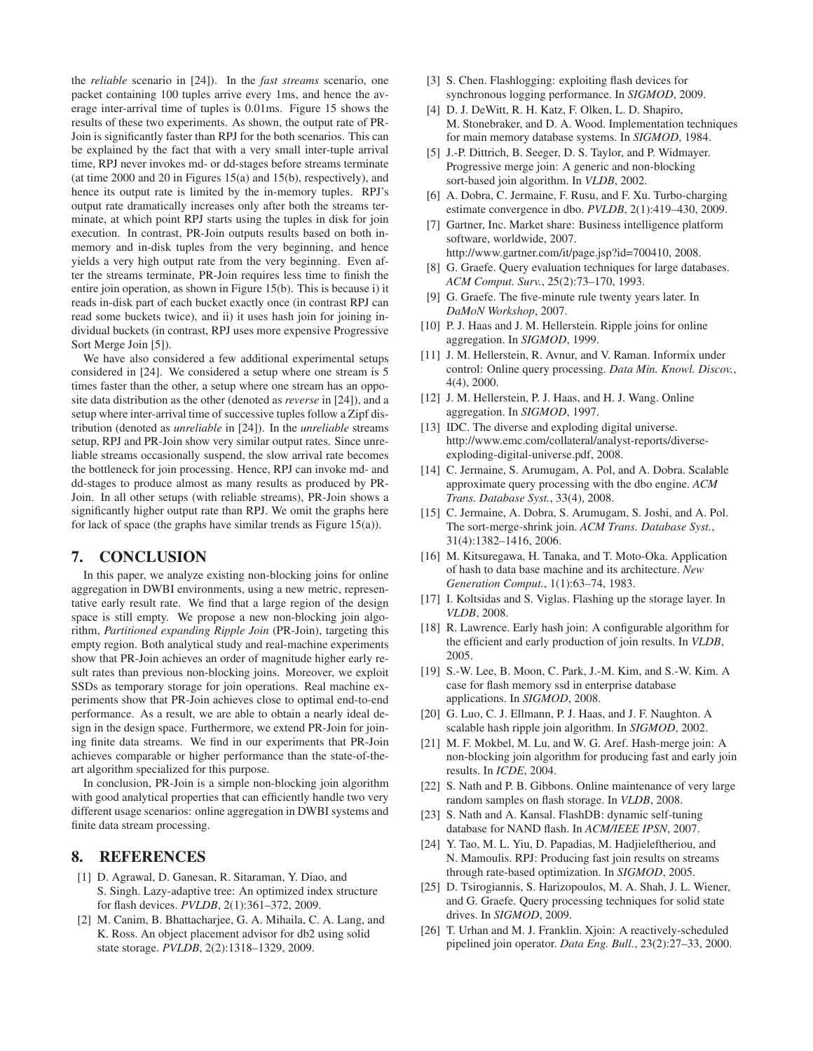the *reliable* scenario in [24]). In the *fast streams* scenario, one packet containing 100 tuples arrive every 1ms, and hence the average inter-arrival time of tuples is 0.01ms. Figure 15 shows the results of these two experiments. As shown, the output rate of PR-Join is significantly faster than RPJ for the both scenarios. This can be explained by the fact that with a very small inter-tuple arrival time, RPJ never invokes md- or dd-stages before streams terminate (at time 2000 and 20 in Figures 15(a) and 15(b), respectively), and hence its output rate is limited by the in-memory tuples. RPJ's output rate dramatically increases only after both the streams terminate, at which point RPJ starts using the tuples in disk for join execution. In contrast, PR-Join outputs results based on both in-memory and in-disk tuples from the very beginning, and hence yields a very high output rate from the very beginning. Even after the streams terminate, PR-Join requires less time to finish the entire join operation, as shown in Figure 15(b). This is because i) it reads in-disk part of each bucket exactly once (in contrast RPJ can read some buckets twice), and ii) it uses hash join for joining individual buckets (in contrast, RPJ uses more expensive Progressive Sort Merge Join [5]).

We have also considered a few additional experimental setups considered in [24]. We considered a setup where one stream is 5 times faster than the other, a setup where one stream has an opposite data distribution as the other (denoted as *reverse* in [24]), and a setup where inter-arrival time of successive tuples follow a Zipf distribution (denoted as *unreliable* in [24]). In the *unreliable* streams setup, RPJ and PR-Join show very similar output rates. Since unreliable streams occasionally suspend, the slow arrival rate becomes the bottleneck for join processing. Hence, RPJ can invoke md- and dd-stages to produce almost as many results as produced by PR-Join. In all other setups (with reliable streams), PR-Join shows a significantly higher output rate than RPJ. We omit the graphs here for lack of space (the graphs have similar trends as Figure 15(a)).

## 7. CONCLUSION

In this paper, we analyze existing non-blocking joins for online aggregation in DWBI environments, using a new metric, representative early result rate. We find that a large region of the design space is still empty. We propose a new non-blocking join algorithm, *Partitioned expanding Ripple Join* (PR-Join), targeting this empty region. Both analytical study and real-machine experiments show that PR-Join achieves an order of magnitude higher early result rates than previous non-blocking joins. Moreover, we exploit SSDs as temporary storage for join operations. Real machine experiments show that PR-Join achieves close to optimal end-to-end performance. As a result, we are able to obtain a nearly ideal design in the design space. Furthermore, we extend PR-Join for joining finite data streams. We find in our experiments that PR-Join achieves comparable or higher performance than the state-of-the-art algorithm specialized for this purpose.

In conclusion, PR-Join is a simple non-blocking join algorithm with good analytical properties that can efficiently handle two very different usage scenarios: online aggregation in DWBI systems and finite data stream processing.

## 8. REFERENCES

[1] D. Agrawal, D. Ganesan, R. Sitaraman, Y. Diao, and S. Singh. Lazy-adaptive tree: An optimized index structure for flash devices. *PVLDB*, 2(1):361–372, 2009.

[2] M. Canim, B. Bhattacharjee, G. A. Mihaila, C. A. Lang, and K. Ross. An object placement advisor for db2 using solid state storage. *PVLDB*, 2(2):1318–1329, 2009.

[3] S. Chen. Flashlogging: exploiting flash devices for synchronous logging performance. In *SIGMOD*, 2009.

[4] D. J. DeWitt, R. H. Katz, F. Olken, L. D. Shapiro, M. Stonebraker, and D. A. Wood. Implementation techniques for main memory database systems. In *SIGMOD*, 1984.

[5] J.-P. Dittrich, B. Seeger, D. S. Taylor, and P. Widmayer. Progressive merge join: A generic and non-blocking sort-based join algorithm. In *VLDB*, 2002.

[6] A. Dobra, C. Jermaine, F. Rusu, and F. Xu. Turbo-charging estimate convergence in dbo. *PVLDB*, 2(1):419–430, 2009.

[7] Gartner, Inc. Market share: Business intelligence platform software, worldwide, 2007. http://www.gartner.com/it/page.jsp?id=700410, 2008.

[8] G. Graefe. Query evaluation techniques for large databases. *ACM Comput. Surv.*, 25(2):73–170, 1993.

[9] G. Graefe. The five-minute rule twenty years later. In *DaMoN Workshop*, 2007.

[10] P. J. Haas and J. M. Hellerstein. Ripple joins for online aggregation. In *SIGMOD*, 1999.

[11] J. M. Hellerstein, R. Avnur, and V. Raman. Informix under control: Online query processing. *Data Min. Knowl. Discov.*, 4(4), 2000.

[12] J. M. Hellerstein, P. J. Haas, and H. J. Wang. Online aggregation. In *SIGMOD*, 1997.

[13] IDC. The diverse and exploding digital universe. http://www.emc.com/collateral/analyst-reports/diverse-exploding-digital-universe.pdf, 2008.

[14] C. Jermaine, S. Arumugam, A. Pol, and A. Dobra. Scalable approximate query processing with the dbo engine. *ACM Trans. Database Syst.*, 33(4), 2008.

[15] C. Jermaine, A. Dobra, S. Arumugam, S. Joshi, and A. Pol. The sort-merge-shrink join. *ACM Trans. Database Syst.*, 31(4):1382–1416, 2006.

[16] M. Kitsuregawa, H. Tanaka, and T. Moto-Oka. Application of hash to data base machine and its architecture. *New Generation Comput.*, 1(1):63–74, 1983.

[17] I. Koltsidas and S. Viglas. Flashing up the storage layer. In *VLDB*, 2008.

[18] R. Lawrence. Early hash join: A configurable algorithm for the efficient and early production of join results. In *VLDB*, 2005.

[19] S.-W. Lee, B. Moon, C. Park, J.-M. Kim, and S.-W. Kim. A case for flash memory ssd in enterprise database applications. In *SIGMOD*, 2008.

[20] G. Luo, C. J. Ellmann, P. J. Haas, and J. F. Naughton. A scalable hash ripple join algorithm. In *SIGMOD*, 2002.

[21] M. F. Mokbel, M. Lu, and W. G. Aref. Hash-merge join: A non-blocking join algorithm for producing fast and early join results. In *ICDE*, 2004.

[22] S. Nath and P. B. Gibbons. Online maintenance of very large random samples on flash storage. In *VLDB*, 2008.

[23] S. Nath and A. Kansal. FlashDB: dynamic self-tuning database for NAND flash. In *ACM/IEEE IPSN*, 2007.

[24] Y. Tao, M. L. Yiu, D. Papadias, M. Hadjieleftheriou, and N. Mamoulis. RPJ: Producing fast join results on streams through rate-based optimization. In *SIGMOD*, 2005.

[25] D. Tsirogiannis, S. Harizopoulos, M. A. Shah, J. L. Wiener, and G. Graefe. Query processing techniques for solid state drives. In *SIGMOD*, 2009.

[26] T. Urhan and M. J. Franklin. Xjoin: A reactively-scheduled pipelined join operator. *Data Eng. Bull.*, 23(2):27–33, 2000.